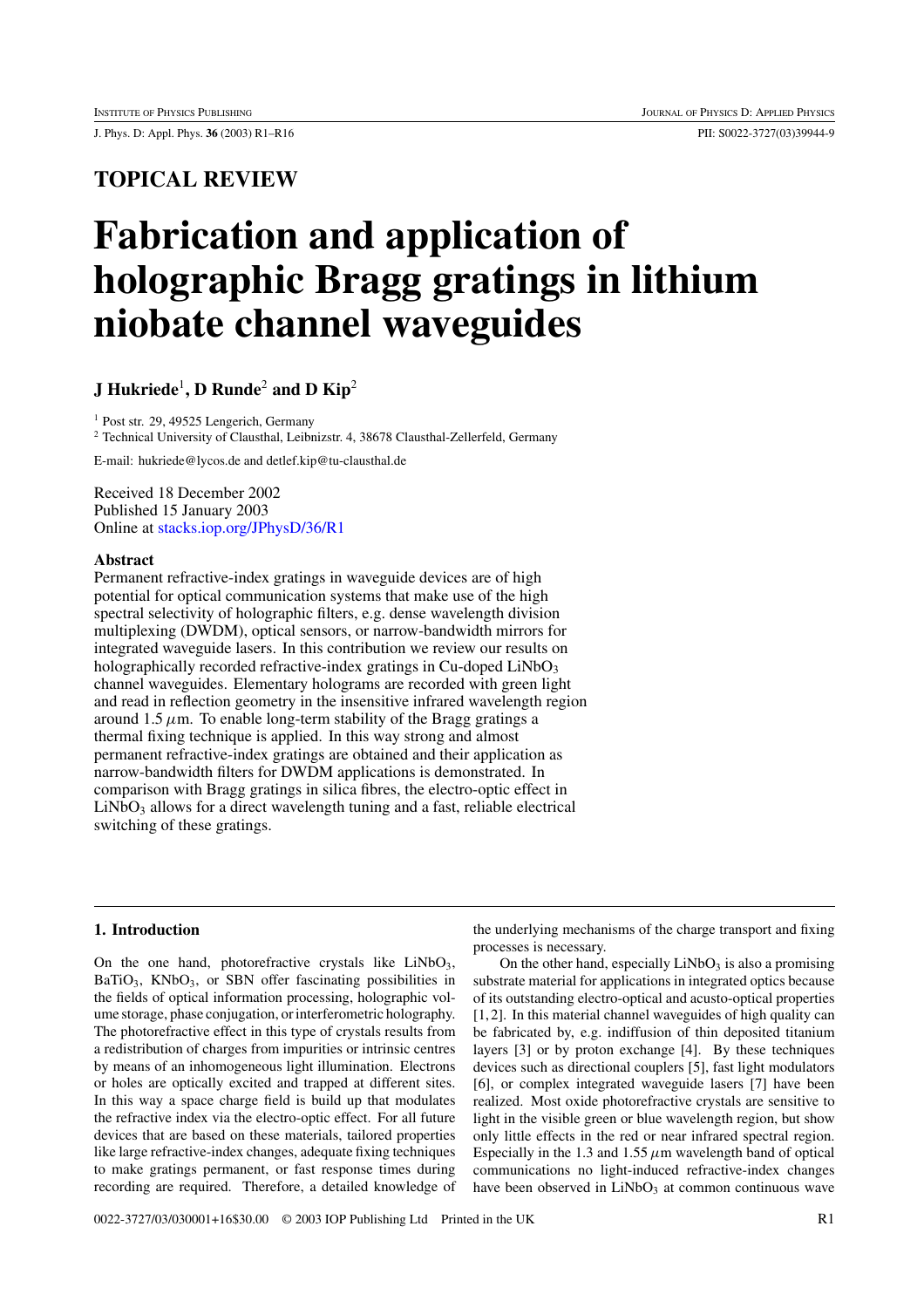TOPICAL REVIEW

# Fabrication and application of holographic Bragg gratings in lithium niobate channel waveguides

**J Hukriede[1], D Runde[2] and D Kip[2]**

[1] Post str. 29, 49525 Lengerich, Germany
[2] Technical University of Clausthal, Leibnizstr. 4, 38678 Clausthal-Zellerfeld, Germany

E-mail: hukriede@lycos.de and detlef.kip@tu-clausthal.de

Received 18 December 2002
Published 15 January 2003
Online at stacks.iop.org/JPhysD/36/R1

### Abstract

Permanent refractive-index gratings in waveguide devices are of high potential for optical communication systems that make use of the high spectral selectivity of holographic filters, e.g. dense wavelength division multiplexing (DWDM), optical sensors, or narrow-bandwidth mirrors for integrated waveguide lasers. In this contribution we review our results on holographically recorded refractive-index gratings in Cu-doped $LiNbO_3$ channel waveguides. Elementary holograms are recorded with green light and read in reflection geometry in the insensitive infrared wavelength region around 1.5 $\mu$m. To enable long-term stability of the Bragg gratings a thermal fixing technique is applied. In this way strong and almost permanent refractive-index gratings are obtained and their application as narrow-bandwidth filters for DWDM applications is demonstrated. In comparison with Bragg gratings in silica fibres, the electro-optic effect in $LiNbO_3$ allows for a direct wavelength tuning and a fast, reliable electrical switching of these gratings.

## 1. Introduction

On the one hand, photorefractive crystals like $LiNbO_3$, $BaTiO_3$, $KNbO_3$, or SBN offer fascinating possibilities in the fields of optical information processing, holographic volume storage, phase conjugation, or interferometric holography. The photorefractive effect in this type of crystals results from a redistribution of charges from impurities or intrinsic centres by means of an inhomogeneous light illumination. Electrons or holes are optically excited and trapped at different sites. In this way a space charge field is build up that modulates the refractive index via the electro-optic effect. For all future devices that are based on these materials, tailored properties like large refractive-index changes, adequate fixing techniques to make gratings permanent, or fast response times during recording are required. Therefore, a detailed knowledge of the underlying mechanisms of the charge transport and fixing processes is necessary.

On the other hand, especially $LiNbO_3$ is also a promising substrate material for applications in integrated optics because of its outstanding electro-optical and acusto-optical properties [1, 2]. In this material channel waveguides of high quality can be fabricated by, e.g. indiffusion of thin deposited titanium layers [3] or by proton exchange [4]. By these techniques devices such as directional couplers [5], fast light modulators [6], or complex integrated waveguide lasers [7] have been realized. Most oxide photorefractive crystals are sensitive to light in the visible green or blue wavelength region, but show only little effects in the red or near infrared spectral region. Especially in the 1.3 and 1.55 $\mu$m wavelength band of optical communications no light-induced refractive-index changes have been observed in $LiNbO_3$ at common continuous wave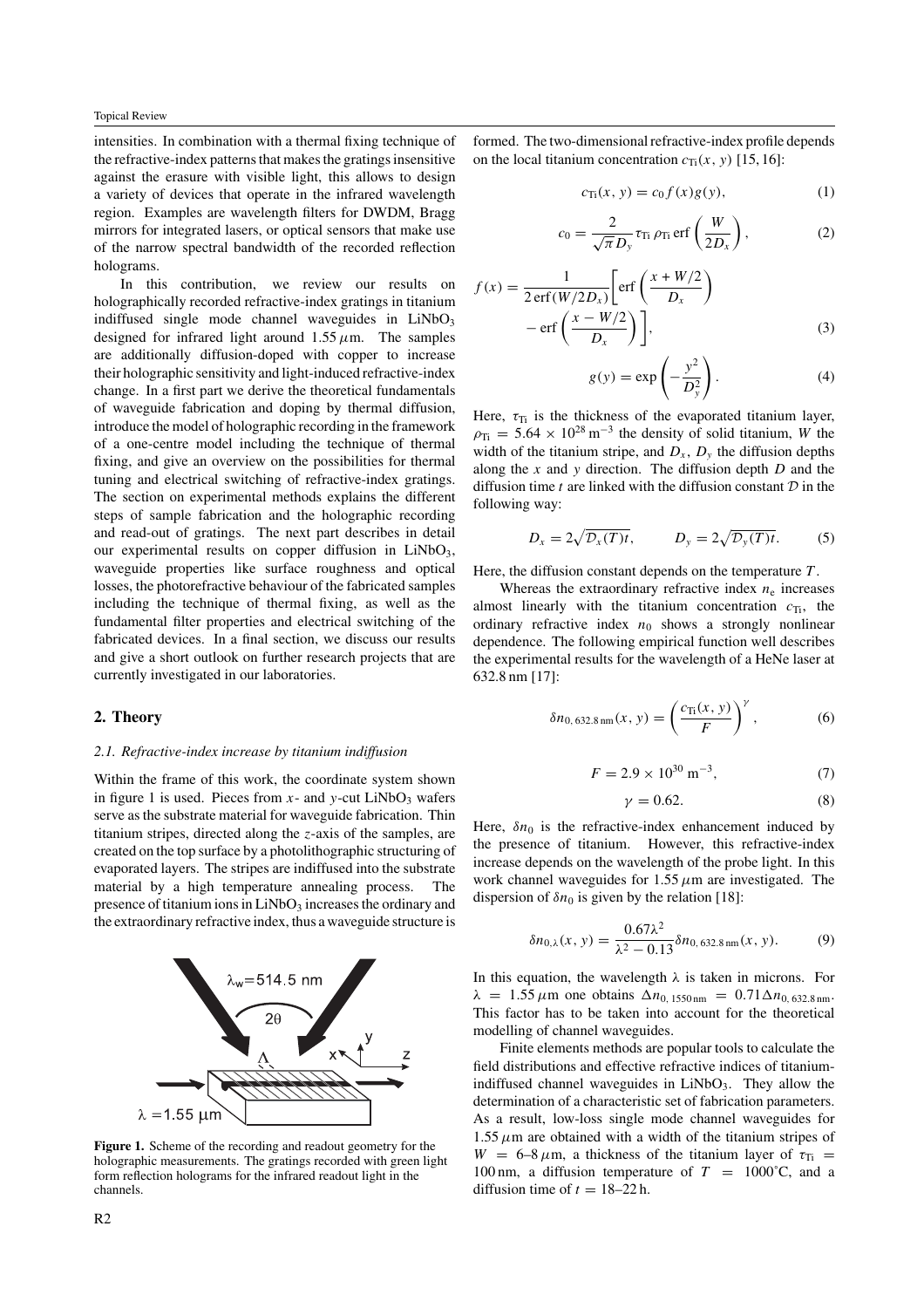intensities. In combination with a thermal fixing technique of the refractive-index patterns that makes the gratings insensitive against the erasure with visible light, this allows to design a variety of devices that operate in the infrared wavelength region. Examples are wavelength filters for DWDM, Bragg mirrors for integrated lasers, or optical sensors that make use of the narrow spectral bandwidth of the recorded reflection holograms.

In this contribution, we review our results on holographically recorded refractive-index gratings in titanium indiffused single mode channel waveguides in $LiNbO_3$ designed for infrared light around $1.55\,\mu$m. The samples are additionally diffusion-doped with copper to increase their holographic sensitivity and light-induced refractive-index change. In a first part we derive the theoretical fundamentals of waveguide fabrication and doping by thermal diffusion, introduce the model of holographic recording in the framework of a one-centre model including the technique of thermal fixing, and give an overview on the possibilities for thermal tuning and electrical switching of refractive-index gratings. The section on experimental methods explains the different steps of sample fabrication and the holographic recording and read-out of gratings. The next part describes in detail our experimental results on copper diffusion in $LiNbO_3$, waveguide properties like surface roughness and optical losses, the photorefractive behaviour of the fabricated samples including the technique of thermal fixing, as well as the fundamental filter properties and electrical switching of the fabricated devices. In a final section, we discuss our results and give a short outlook on further research projects that are currently investigated in our laboratories.

## 2. Theory

### 2.1. Refractive-index increase by titanium indiffusion

Within the frame of this work, the coordinate system shown in figure 1 is used. Pieces from $x$- and $y$-cut $LiNbO_3$ wafers serve as the substrate material for waveguide fabrication. Thin titanium stripes, directed along the $z$-axis of the samples, are created on the top surface by a photolithographic structuring of evaporated layers. The stripes are indiffused into the substrate material by a high temperature annealing process. The presence of titanium ions in $LiNbO_3$ increases the ordinary and the extraordinary refractive index, thus a waveguide structure is formed. The two-dimensional refractive-index profile depends on the local titanium concentration $c_{\mathrm{Ti}}(x, y)$ [15, 16]:

$$c_{\mathrm{Ti}}(x, y) = c_0 f(x) g(y), \tag{1}$$

$$c_0 = \frac{2}{\sqrt{\pi} D_y} \tau_{\mathrm{Ti}}\, \rho_{\mathrm{Ti}}\, \mathrm{erf}\left(\frac{W}{2D_x}\right), \tag{2}$$

$$f(x) = \frac{1}{2\,\mathrm{erf}(W/2D_x)}\left[\mathrm{erf}\left(\frac{x + W/2}{D_x}\right) - \mathrm{erf}\left(\frac{x - W/2}{D_x}\right)\right], \tag{3}$$

$$g(y) = \exp\left(-\frac{y^2}{D_y^2}\right). \tag{4}$$

Here, $\tau_{\mathrm{Ti}}$ is the thickness of the evaporated titanium layer, $\rho_{\mathrm{Ti}} = 5.64 \times 10^{28}\ \mathrm{m}^{-3}$ the density of solid titanium, $W$ the width of the titanium stripe, and $D_x$, $D_y$ the diffusion depths along the $x$ and $y$ direction. The diffusion depth $D$ and the diffusion time $t$ are linked with the diffusion constant $\mathcal{D}$ in the following way:

$$D_x = 2\sqrt{\mathcal{D}_x(T)t}, \qquad D_y = 2\sqrt{\mathcal{D}_y(T)t}. \tag{5}$$

Here, the diffusion constant depends on the temperature $T$.

Whereas the extraordinary refractive index $n_{\mathrm{e}}$ increases almost linearly with the titanium concentration $c_{\mathrm{Ti}}$, the ordinary refractive index $n_0$ shows a strongly nonlinear dependence. The following empirical function well describes the experimental results for the wavelength of a HeNe laser at 632.8 nm [17]:

$$\delta n_{0,\,632.8\,\mathrm{nm}}(x, y) = \left(\frac{c_{\mathrm{Ti}}(x, y)}{F}\right)^{\gamma}, \tag{6}$$

$$F = 2.9 \times 10^{30}\ \mathrm{m}^{-3}, \tag{7}$$

$$\gamma = 0.62. \tag{8}$$

Here, $\delta n_0$ is the refractive-index enhancement induced by the presence of titanium. However, this refractive-index increase depends on the wavelength of the probe light. In this work channel waveguides for $1.55\,\mu$m are investigated. The dispersion of $\delta n_0$ is given by the relation [18]:

$$\delta n_{0,\lambda}(x, y) = \frac{0.67\lambda^2}{\lambda^2 - 0.13} \delta n_{0,\,632.8\,\mathrm{nm}}(x, y). \tag{9}$$

In this equation, the wavelength $\lambda$ is taken in microns. For $\lambda = 1.55\,\mu$m one obtains $\Delta n_{0,\,1550\,\mathrm{nm}} = 0.71 \Delta n_{0,\,632.8\,\mathrm{nm}}$. This factor has to be taken into account for the theoretical modelling of channel waveguides.

Finite elements methods are popular tools to calculate the field distributions and effective refractive indices of titanium-indiffused channel waveguides in $LiNbO_3$. They allow the determination of a characteristic set of fabrication parameters. As a result, low-loss single mode channel waveguides for $1.55\,\mu$m are obtained with a width of the titanium stripes of $W = 6$–$8\,\mu$m, a thickness of the titanium layer of $\tau_{\mathrm{Ti}} = 100$ nm, a diffusion temperature of $T = 1000^{\circ}$C, and a diffusion time of $t = 18$–$22$ h.

**Figure 1.** Scheme of the recording and readout geometry for the holographic measurements. The gratings recorded with green light form reflection holograms for the infrared readout light in the channels.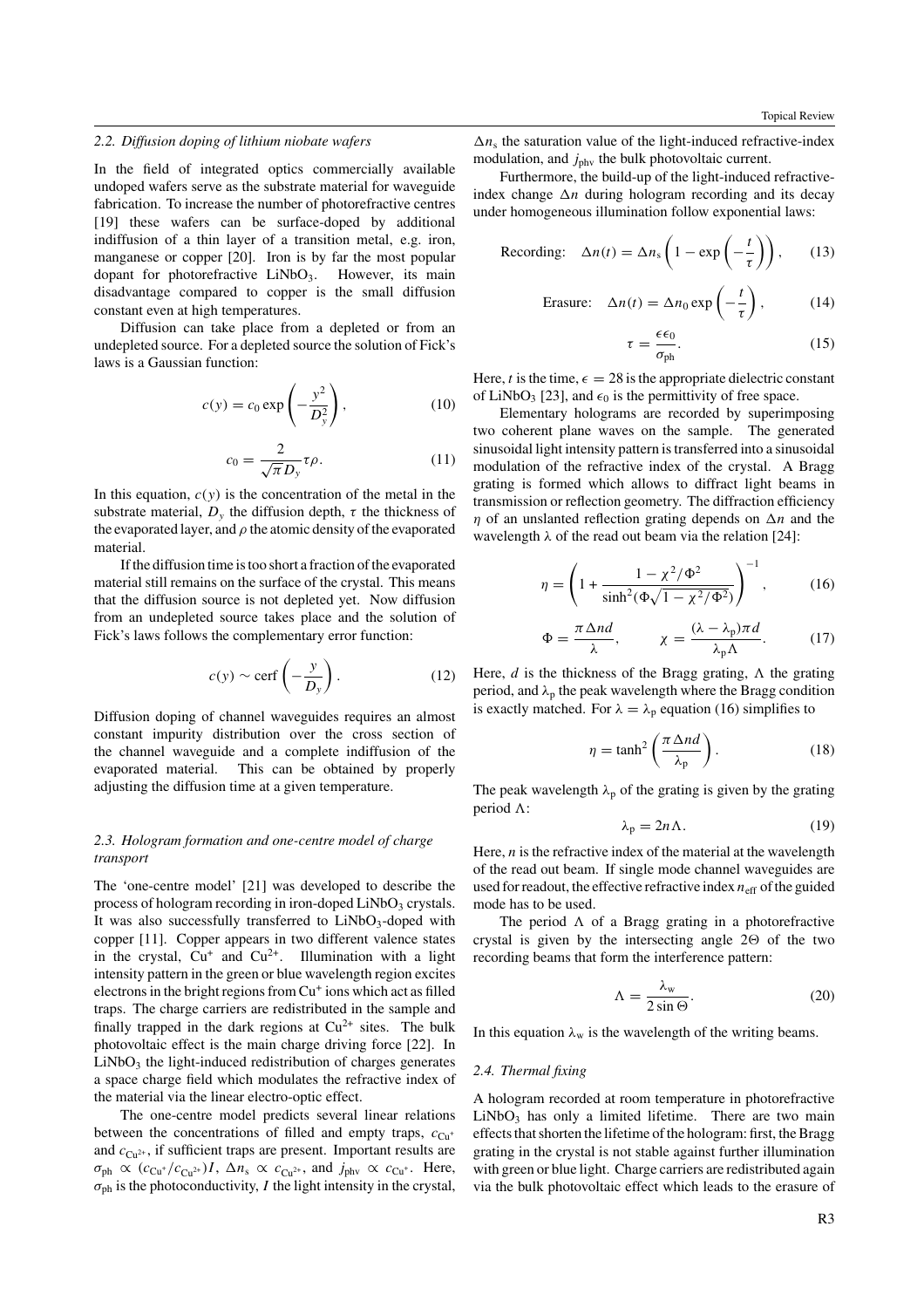### 2.2. Diffusion doping of lithium niobate wafers

In the field of integrated optics commercially available undoped wafers serve as the substrate material for waveguide fabrication. To increase the number of photorefractive centres [19] these wafers can be surface-doped by additional indiffusion of a thin layer of a transition metal, e.g. iron, manganese or copper [20]. Iron is by far the most popular dopant for photorefractive $LiNbO_3$. However, its main disadvantage compared to copper is the small diffusion constant even at high temperatures.

Diffusion can take place from a depleted or from an undepleted source. For a depleted source the solution of Fick's laws is a Gaussian function:

$$c(y) = c_0 \exp\left(-\frac{y^2}{D_y^2}\right), \tag{10}$$

$$c_0 = \frac{2}{\sqrt{\pi} D_y} \tau \rho. \tag{11}$$

In this equation, $c(y)$ is the concentration of the metal in the substrate material, $D_y$ the diffusion depth, $\tau$ the thickness of the evaporated layer, and $\rho$ the atomic density of the evaporated material.

If the diffusion time is too short a fraction of the evaporated material still remains on the surface of the crystal. This means that the diffusion source is not depleted yet. Now diffusion from an undepleted source takes place and the solution of Fick's laws follows the complementary error function:

$$c(y) \sim \operatorname{cerf}\left(-\frac{y}{D_y}\right). \tag{12}$$

Diffusion doping of channel waveguides requires an almost constant impurity distribution over the cross section of the channel waveguide and a complete indiffusion of the evaporated material. This can be obtained by properly adjusting the diffusion time at a given temperature.

### 2.3. Hologram formation and one-centre model of charge transport

The 'one-centre model' [21] was developed to describe the process of hologram recording in iron-doped $LiNbO_3$ crystals. It was also successfully transferred to $LiNbO_3$-doped with copper [11]. Copper appears in two different valence states in the crystal, $Cu^{+}$ and $Cu^{2+}$. Illumination with a light intensity pattern in the green or blue wavelength region excites electrons in the bright regions from $Cu^{+}$ ions which act as filled traps. The charge carriers are redistributed in the sample and finally trapped in the dark regions at $Cu^{2+}$ sites. The bulk photovoltaic effect is the main charge driving force [22]. In $LiNbO_3$ the light-induced redistribution of charges generates a space charge field which modulates the refractive index of the material via the linear electro-optic effect.

The one-centre model predicts several linear relations between the concentrations of filled and empty traps, $c_{Cu^+}$ and $c_{Cu^{2+}}$, if sufficient traps are present. Important results are $\sigma_{ph} \propto (c_{Cu^+}/c_{Cu^{2+}})I$, $\Delta n_s \propto c_{Cu^{2+}}$, and $j_{phv} \propto c_{Cu^+}$. Here, $\sigma_{ph}$ is the photoconductivity, $I$ the light intensity in the crystal, $\Delta n_s$ the saturation value of the light-induced refractive-index modulation, and $j_{phv}$ the bulk photovoltaic current.

Furthermore, the build-up of the light-induced refractive-index change $\Delta n$ during hologram recording and its decay under homogeneous illumination follow exponential laws:

$$\text{Recording:} \quad \Delta n(t) = \Delta n_s \left(1 - \exp\left(-\frac{t}{\tau}\right)\right), \tag{13}$$

$$\text{Erasure:} \quad \Delta n(t) = \Delta n_0 \exp\left(-\frac{t}{\tau}\right), \tag{14}$$

$$\tau = \frac{\epsilon \epsilon_0}{\sigma_{ph}}. \tag{15}$$

Here, $t$ is the time, $\epsilon = 28$ is the appropriate dielectric constant of $LiNbO_3$ [23], and $\epsilon_0$ is the permittivity of free space.

Elementary holograms are recorded by superimposing two coherent plane waves on the sample. The generated sinusoidal light intensity pattern is transferred into a sinusoidal modulation of the refractive index of the crystal. A Bragg grating is formed which allows to diffract light beams in transmission or reflection geometry. The diffraction efficiency $\eta$ of an unslanted reflection grating depends on $\Delta n$ and the wavelength $\lambda$ of the read out beam via the relation [24]:

$$\eta = \left(1 + \frac{1 - \chi^2/\Phi^2}{\sinh^2\left(\Phi\sqrt{1 - \chi^2/\Phi^2}\right)}\right)^{-1}, \tag{16}$$

$$\Phi = \frac{\pi \Delta n d}{\lambda}, \qquad \chi = \frac{(\lambda - \lambda_p)\pi d}{\lambda_p \Lambda}. \tag{17}$$

Here, $d$ is the thickness of the Bragg grating, $\Lambda$ the grating period, and $\lambda_p$ the peak wavelength where the Bragg condition is exactly matched. For $\lambda = \lambda_p$ equation (16) simplifies to

$$\eta = \tanh^2\left(\frac{\pi \Delta n d}{\lambda_p}\right). \tag{18}$$

The peak wavelength $\lambda_p$ of the grating is given by the grating period $\Lambda$:

$$\lambda_p = 2n\Lambda. \tag{19}$$

Here, $n$ is the refractive index of the material at the wavelength of the read out beam. If single mode channel waveguides are used for readout, the effective refractive index $n_{eff}$ of the guided mode has to be used.

The period $\Lambda$ of a Bragg grating in a photorefractive crystal is given by the intersecting angle $2\Theta$ of the two recording beams that form the interference pattern:

$$\Lambda = \frac{\lambda_w}{2 \sin \Theta}. \tag{20}$$

In this equation $\lambda_w$ is the wavelength of the writing beams.

### 2.4. Thermal fixing

A hologram recorded at room temperature in photorefractive $LiNbO_3$ has only a limited lifetime. There are two main effects that shorten the lifetime of the hologram: first, the Bragg grating in the crystal is not stable against further illumination with green or blue light. Charge carriers are redistributed again via the bulk photovoltaic effect which leads to the erasure of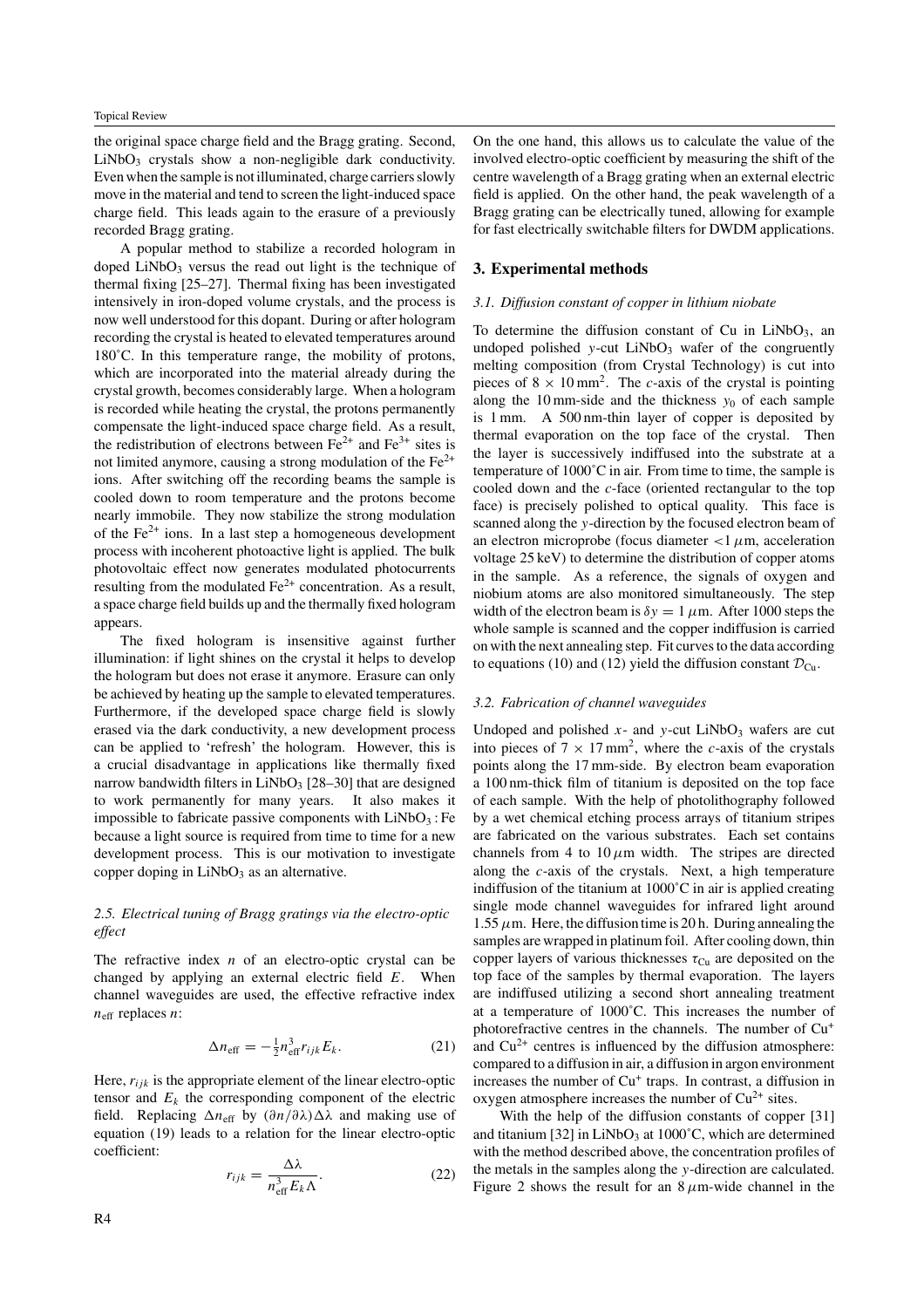the original space charge field and the Bragg grating. Second, $LiNbO_3$ crystals show a non-negligible dark conductivity. Even when the sample is not illuminated, charge carriers slowly move in the material and tend to screen the light-induced space charge field. This leads again to the erasure of a previously recorded Bragg grating.

A popular method to stabilize a recorded hologram in doped $LiNbO_3$ versus the read out light is the technique of thermal fixing [25–27]. Thermal fixing has been investigated intensively in iron-doped volume crystals, and the process is now well understood for this dopant. During or after hologram recording the crystal is heated to elevated temperatures around 180˚C. In this temperature range, the mobility of protons, which are incorporated into the material already during the crystal growth, becomes considerably large. When a hologram is recorded while heating the crystal, the protons permanently compensate the light-induced space charge field. As a result, the redistribution of electrons between $Fe^{2+}$ and $Fe^{3+}$ sites is not limited anymore, causing a strong modulation of the $Fe^{2+}$ ions. After switching off the recording beams the sample is cooled down to room temperature and the protons become nearly immobile. They now stabilize the strong modulation of the $Fe^{2+}$ ions. In a last step a homogeneous development process with incoherent photoactive light is applied. The bulk photovoltaic effect now generates modulated photocurrents resulting from the modulated $Fe^{2+}$ concentration. As a result, a space charge field builds up and the thermally fixed hologram appears.

The fixed hologram is insensitive against further illumination: if light shines on the crystal it helps to develop the hologram but does not erase it anymore. Erasure can only be achieved by heating up the sample to elevated temperatures. Furthermore, if the developed space charge field is slowly erased via the dark conductivity, a new development process can be applied to 'refresh' the hologram. However, this is a crucial disadvantage in applications like thermally fixed narrow bandwidth filters in $LiNbO_3$ [28–30] that are designed to work permanently for many years. It also makes it impossible to fabricate passive components with $LiNbO_3:Fe$ because a light source is required from time to time for a new development process. This is our motivation to investigate copper doping in $LiNbO_3$ as an alternative.

### 2.5. Electrical tuning of Bragg gratings via the electro-optic effect

The refractive index $n$ of an electro-optic crystal can be changed by applying an external electric field $E$. When channel waveguides are used, the effective refractive index $n_{\mathrm{eff}}$ replaces $n$:

$$\Delta n_{\mathrm{eff}} = -\tfrac{1}{2} n_{\mathrm{eff}}^3 r_{ijk} E_k. \tag{21}$$

Here, $r_{ijk}$ is the appropriate element of the linear electro-optic tensor and $E_k$ the corresponding component of the electric field. Replacing $\Delta n_{\mathrm{eff}}$ by $(\partial n/\partial\lambda)\Delta\lambda$ and making use of equation (19) leads to a relation for the linear electro-optic coefficient:

$$r_{ijk} = \frac{\Delta\lambda}{n_{\mathrm{eff}}^3 E_k \Lambda}. \tag{22}$$

On the one hand, this allows us to calculate the value of the involved electro-optic coefficient by measuring the shift of the centre wavelength of a Bragg grating when an external electric field is applied. On the other hand, the peak wavelength of a Bragg grating can be electrically tuned, allowing for example for fast electrically switchable filters for DWDM applications.

## 3. Experimental methods

### 3.1. Diffusion constant of copper in lithium niobate

To determine the diffusion constant of Cu in $LiNbO_3$, an undoped polished $y$-cut $LiNbO_3$ wafer of the congruently melting composition (from Crystal Technology) is cut into pieces of $8 \times 10\,\mathrm{mm}^2$. The $c$-axis of the crystal is pointing along the 10 mm-side and the thickness $y_0$ of each sample is 1 mm. A 500 nm-thin layer of copper is deposited by thermal evaporation on the top face of the crystal. Then the layer is successively indiffused into the substrate at a temperature of 1000˚C in air. From time to time, the sample is cooled down and the $c$-face (oriented rectangular to the top face) is precisely polished to optical quality. This face is scanned along the $y$-direction by the focused electron beam of an electron microprobe (focus diameter $<1\,\mu$m, acceleration voltage 25 keV) to determine the distribution of copper atoms in the sample. As a reference, the signals of oxygen and niobium atoms are also monitored simultaneously. The step width of the electron beam is $\delta y = 1\,\mu$m. After 1000 steps the whole sample is scanned and the copper indiffusion is carried on with the next annealing step. Fit curves to the data according to equations (10) and (12) yield the diffusion constant $\mathcal{D}_{\mathrm{Cu}}$.

### 3.2. Fabrication of channel waveguides

Undoped and polished $x$- and $y$-cut $LiNbO_3$ wafers are cut into pieces of $7 \times 17\,\mathrm{mm}^2$, where the $c$-axis of the crystals points along the 17 mm-side. By electron beam evaporation a 100 nm-thick film of titanium is deposited on the top face of each sample. With the help of photolithography followed by a wet chemical etching process arrays of titanium stripes are fabricated on the various substrates. Each set contains channels from 4 to 10 $\mu$m width. The stripes are directed along the $c$-axis of the crystals. Next, a high temperature indiffusion of the titanium at 1000˚C in air is applied creating single mode channel waveguides for infrared light around 1.55 $\mu$m. Here, the diffusion time is 20 h. During annealing the samples are wrapped in platinum foil. After cooling down, thin copper layers of various thicknesses $\tau_{\mathrm{Cu}}$ are deposited on the top face of the samples by thermal evaporation. The layers are indiffused utilizing a second short annealing treatment at a temperature of 1000˚C. This increases the number of photorefractive centres in the channels. The number of $Cu^{+}$ and $Cu^{2+}$ centres is influenced by the diffusion atmosphere: compared to a diffusion in air, a diffusion in argon environment increases the number of $Cu^{+}$ traps. In contrast, a diffusion in oxygen atmosphere increases the number of $Cu^{2+}$ sites.

With the help of the diffusion constants of copper [31] and titanium [32] in $LiNbO_3$ at 1000˚C, which are determined with the method described above, the concentration profiles of the metals in the samples along the $y$-direction are calculated. Figure 2 shows the result for an 8 $\mu$m-wide channel in the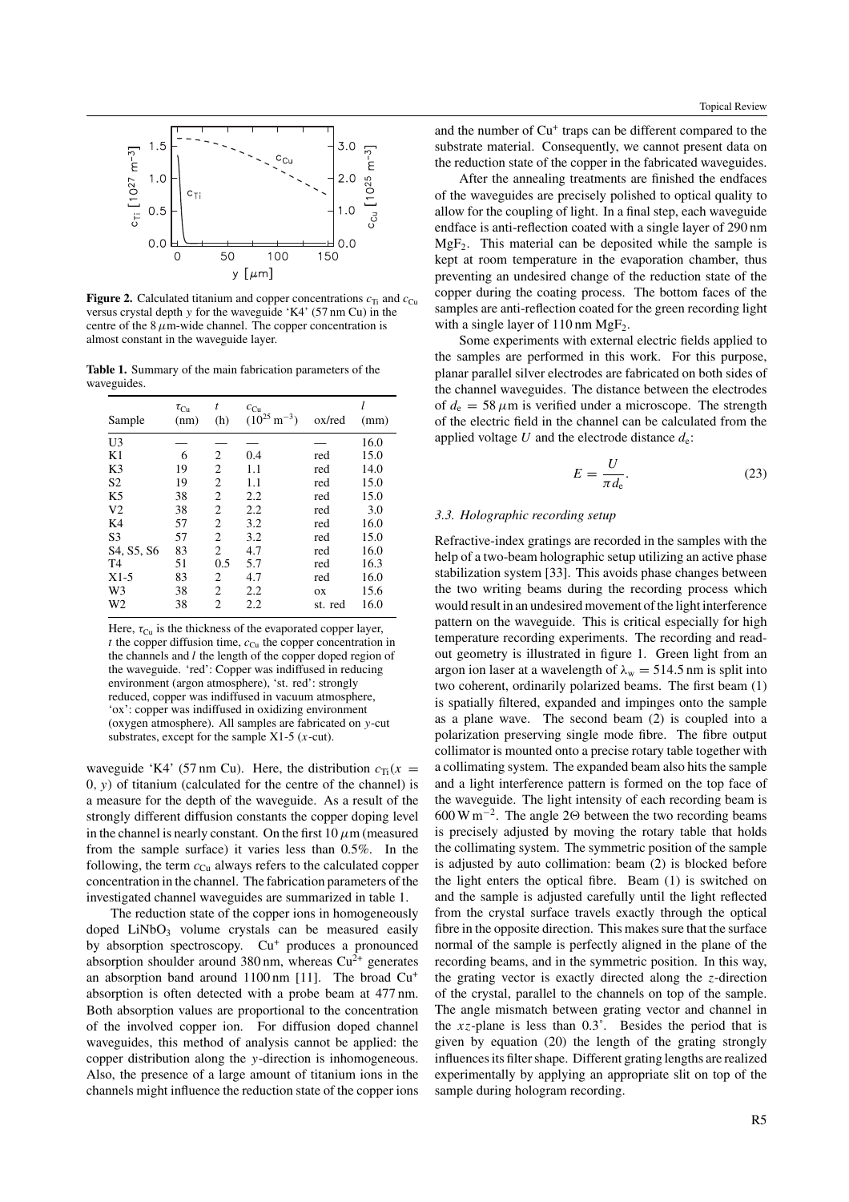**Figure 2.** Calculated titanium and copper concentrations $c_{Ti}$ and $c_{Cu}$ versus crystal depth $y$ for the waveguide 'K4' (57 nm Cu) in the centre of the 8 $\mu$m-wide channel. The copper concentration is almost constant in the waveguide layer.

**Table 1.** Summary of the main fabrication parameters of the waveguides.

| Sample | $\tau_{Cu}$ (nm) | $t$ (h) | $c_{Cu}$ ($10^{25}$ m$^{-3}$) | ox/red | $l$ (mm) |
|---|---|---|---|---|---|
| U3 | — | — | — | — | 16.0 |
| K1 | 6 | 2 | 0.4 | red | 15.0 |
| K3 | 19 | 2 | 1.1 | red | 14.0 |
| S2 | 19 | 2 | 1.1 | red | 15.0 |
| K5 | 38 | 2 | 2.2 | red | 15.0 |
| V2 | 38 | 2 | 2.2 | red | 3.0 |
| K4 | 57 | 2 | 3.2 | red | 16.0 |
| S3 | 57 | 2 | 3.2 | red | 15.0 |
| S4, S5, S6 | 83 | 2 | 4.7 | red | 16.0 |
| T4 | 51 | 0.5 | 5.7 | red | 16.3 |
| X1-5 | 83 | 2 | 4.7 | red | 16.0 |
| W3 | 38 | 2 | 2.2 | ox | 15.6 |
| W2 | 38 | 2 | 2.2 | st. red | 16.0 |

Here, $\tau_{Cu}$ is the thickness of the evaporated copper layer, $t$ the copper diffusion time, $c_{Cu}$ the copper concentration in the channels and $l$ the length of the copper doped region of the waveguide. 'red': Copper was indiffused in reducing environment (argon atmosphere), 'st. red': strongly reduced, copper was indiffused in vacuum atmosphere, 'ox': copper was indiffused in oxidizing environment (oxygen atmosphere). All samples are fabricated on $y$-cut substrates, except for the sample X1-5 ($x$-cut).

waveguide 'K4' (57 nm Cu). Here, the distribution $c_{Ti}(x = 0, y)$ of titanium (calculated for the centre of the channel) is a measure for the depth of the waveguide. As a result of the strongly different diffusion constants the copper doping level in the channel is nearly constant. On the first 10 $\mu$m (measured from the sample surface) it varies less than 0.5%. In the following, the term $c_{Cu}$ always refers to the calculated copper concentration in the channel. The fabrication parameters of the investigated channel waveguides are summarized in table 1.

The reduction state of the copper ions in homogeneously doped $LiNbO_3$ volume crystals can be measured easily by absorption spectroscopy. $Cu^+$ produces a pronounced absorption shoulder around 380 nm, whereas $Cu^{2+}$ generates an absorption band around 1100 nm [11]. The broad $Cu^+$ absorption is often detected with a probe beam at 477 nm. Both absorption values are proportional to the concentration of the involved copper ion. For diffusion doped channel waveguides, this method of analysis cannot be applied: the copper distribution along the $y$-direction is inhomogeneous. Also, the presence of a large amount of titanium ions in the channels might influence the reduction state of the copper ions and the number of $Cu^+$ traps can be different compared to the substrate material. Consequently, we cannot present data on the reduction state of the copper in the fabricated waveguides.

After the annealing treatments are finished the endfaces of the waveguides are precisely polished to optical quality to allow for the coupling of light. In a final step, each waveguide endface is anti-reflection coated with a single layer of 290 nm $MgF_2$. This material can be deposited while the sample is kept at room temperature in the evaporation chamber, thus preventing an undesired change of the reduction state of the copper during the coating process. The bottom faces of the samples are anti-reflection coated for the green recording light with a single layer of 110 nm $MgF_2$.

Some experiments with external electric fields applied to the samples are performed in this work. For this purpose, planar parallel silver electrodes are fabricated on both sides of the channel waveguides. The distance between the electrodes of $d_e = 58\,\mu$m is verified under a microscope. The strength of the electric field in the channel can be calculated from the applied voltage $U$ and the electrode distance $d_e$:

$$E = \frac{U}{\pi d_e}. \tag{23}$$

### 3.3. Holographic recording setup

Refractive-index gratings are recorded in the samples with the help of a two-beam holographic setup utilizing an active phase stabilization system [33]. This avoids phase changes between the two writing beams during the recording process which would result in an undesired movement of the light interference pattern on the waveguide. This is critical especially for high temperature recording experiments. The recording and read-out geometry is illustrated in figure 1. Green light from an argon ion laser at a wavelength of $\lambda_w = 514.5$ nm is split into two coherent, ordinarily polarized beams. The first beam (1) is spatially filtered, expanded and impinges onto the sample as a plane wave. The second beam (2) is coupled into a polarization preserving single mode fibre. The fibre output collimator is mounted onto a precise rotary table together with a collimating system. The expanded beam also hits the sample and a light interference pattern is formed on the top face of the waveguide. The light intensity of each recording beam is 600 W m$^{-2}$. The angle $2\Theta$ between the two recording beams is precisely adjusted by moving the rotary table that holds the collimating system. The symmetric position of the sample is adjusted by auto collimation: beam (2) is blocked before the light enters the optical fibre. Beam (1) is switched on and the sample is adjusted carefully until the light reflected from the crystal surface travels exactly through the optical fibre in the opposite direction. This makes sure that the surface normal of the sample is perfectly aligned in the plane of the recording beams, and in the symmetric position. In this way, the grating vector is exactly directed along the $z$-direction of the crystal, parallel to the channels on top of the sample. The angle mismatch between grating vector and channel in the $xz$-plane is less than 0.3°. Besides the period that is given by equation (20) the length of the grating strongly influences its filter shape. Different grating lengths are realized experimentally by applying an appropriate slit on top of the sample during hologram recording.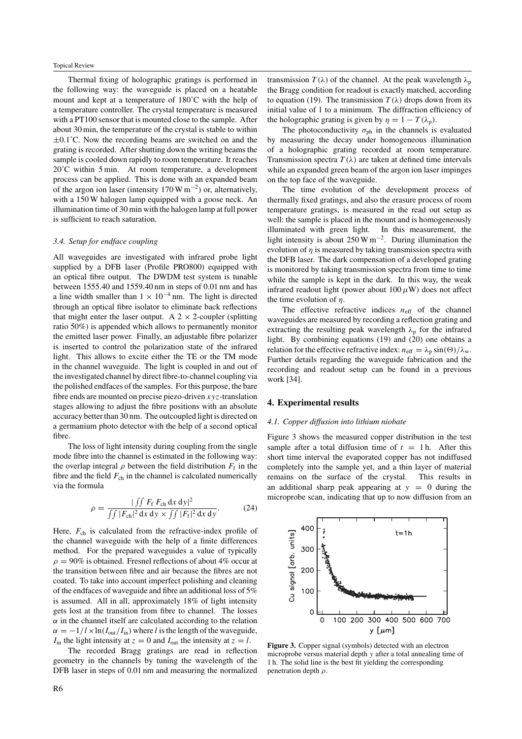Thermal fixing of holographic gratings is performed in the following way: the waveguide is placed on a heatable mount and kept at a temperature of 180˚C with the help of a temperature controller. The crystal temperature is measured with a PT100 sensor that is mounted close to the sample. After about 30 min, the temperature of the crystal is stable to within ±0.1˚C. Now the recording beams are switched on and the grating is recorded. After shutting down the writing beams the sample is cooled down rapidly to room temperature. It reaches 20˚C within 5 min. At room temperature, a development process can be applied. This is done with an expanded beam of the argon ion laser (intensity $170\,\mathrm{W\,m^{-2}}$) or, alternatively, with a 150 W halogen lamp equipped with a goose neck. An illumination time of 30 min with the halogen lamp at full power is sufficient to reach saturation.

### 3.4. Setup for endface coupling

All waveguides are investigated with infrared probe light supplied by a DFB laser (Profile PRO800) equipped with an optical fibre output. The DWDM test system is tunable between 1555.40 and 1559.40 nm in steps of 0.01 nm and has a line width smaller than $1 \times 10^{-4}$ nm. The light is directed through an optical fibre isolator to eliminate back reflections that might enter the laser output. A $2 \times 2$-coupler (splitting ratio 50%) is appended which allows to permanently monitor the emitted laser power. Finally, an adjustable fibre polarizer is inserted to control the polarization state of the infrared light. This allows to excite either the TE or the TM mode in the channel waveguide. The light is coupled in and out of the investigated channel by direct fibre-to-channel coupling via the polished endfaces of the samples. For this purpose, the bare fibre ends are mounted on precise piezo-driven $xyz$-translation stages allowing to adjust the fibre positions with an absolute accuracy better than 30 nm. The outcoupled light is directed on a germanium photo detector with the help of a second optical fibre.

The loss of light intensity during coupling from the single mode fibre into the channel is estimated in the following way: the overlap integral $\rho$ between the field distribution $F_{\mathrm{f}}$ in the fibre and the field $F_{\mathrm{ch}}$ in the channel is calculated numerically via the formula

$$\rho = \frac{|\iint F_{\mathrm{f}}\, F_{\mathrm{ch}}\, \mathrm{d}x\, \mathrm{d}y|^2}{\iint |F_{\mathrm{ch}}|^2\, \mathrm{d}x\, \mathrm{d}y \times \iint |F_{\mathrm{f}}|^2\, \mathrm{d}x\, \mathrm{d}y}. \qquad (24)$$

Here, $F_{\mathrm{ch}}$ is calculated from the refractive-index profile of the channel waveguide with the help of a finite differences method. For the prepared waveguides a value of typically $\rho = 90\%$ is obtained. Fresnel reflections of about 4% occur at the transition between fibre and air because the fibres are not coated. To take into account imperfect polishing and cleaning of the endfaces of waveguide and fibre an additional loss of 5% is assumed. All in all, approximately 18% of light intensity gets lost at the transition from fibre to channel. The losses $\alpha$ in the channel itself are calculated according to the relation $\alpha = -1/l \times \ln(I_{\mathrm{out}}/I_{\mathrm{in}})$ where $l$ is the length of the waveguide, $I_{\mathrm{in}}$ the light intensity at $z = 0$ and $I_{\mathrm{out}}$ the intensity at $z = l$.

The recorded Bragg gratings are read in reflection geometry in the channels by tuning the wavelength of the DFB laser in steps of 0.01 nm and measuring the normalized transmission $T(\lambda)$ of the channel. At the peak wavelength $\lambda_{\mathrm{p}}$ the Bragg condition for readout is exactly matched, according to equation (19). The transmission $T(\lambda)$ drops down from its initial value of 1 to a minimum. The diffraction efficiency of the holographic grating is given by $\eta = 1 - T(\lambda_{\mathrm{p}})$.

The photoconductivity $\sigma_{\mathrm{ph}}$ in the channels is evaluated by measuring the decay under homogeneous illumination of a holographic grating recorded at room temperature. Transmission spectra $T(\lambda)$ are taken at defined time intervals while an expanded green beam of the argon ion laser impinges on the top face of the waveguide.

The time evolution of the development process of thermally fixed gratings, and also the erasure process of room temperature gratings, is measured in the read out setup as well: the sample is placed in the mount and is homogeneously illuminated with green light. In this measurement, the light intensity is about $250\,\mathrm{W\,m^{-2}}$. During illumination the evolution of $\eta$ is measured by taking transmission spectra with the DFB laser. The dark compensation of a developed grating is monitored by taking transmission spectra from time to time while the sample is kept in the dark. In this way, the weak infrared readout light (power about $100\,\mu\mathrm{W}$) does not affect the time evolution of $\eta$.

The effective refractive indices $n_{\mathrm{eff}}$ of the channel waveguides are measured by recording a reflection grating and extracting the resulting peak wavelength $\lambda_{\mathrm{p}}$ for the infrared light. By combining equations (19) and (20) one obtains a relation for the effective refractive index: $n_{\mathrm{eff}} = \lambda_{\mathrm{p}} \sin(\Theta)/\lambda_{\mathrm{w}}$. Further details regarding the waveguide fabrication and the recording and readout setup can be found in a previous work [34].

## 4. Experimental results

### 4.1. Copper diffusion into lithium niobate

Figure 3 shows the measured copper distribution in the test sample after a total diffusion time of $t = 1$ h. After this short time interval the evaporated copper has not indiffused completely into the sample yet, and a thin layer of material remains on the surface of the crystal. This results in an additional sharp peak appearing at $y = 0$ during the microprobe scan, indicating that up to now diffusion from an

**Figure 3.** Copper signal (symbols) detected with an electron microprobe versus material depth $y$ after a total annealing time of 1 h. The solid line is the best fit yielding the corresponding penetration depth $\rho$.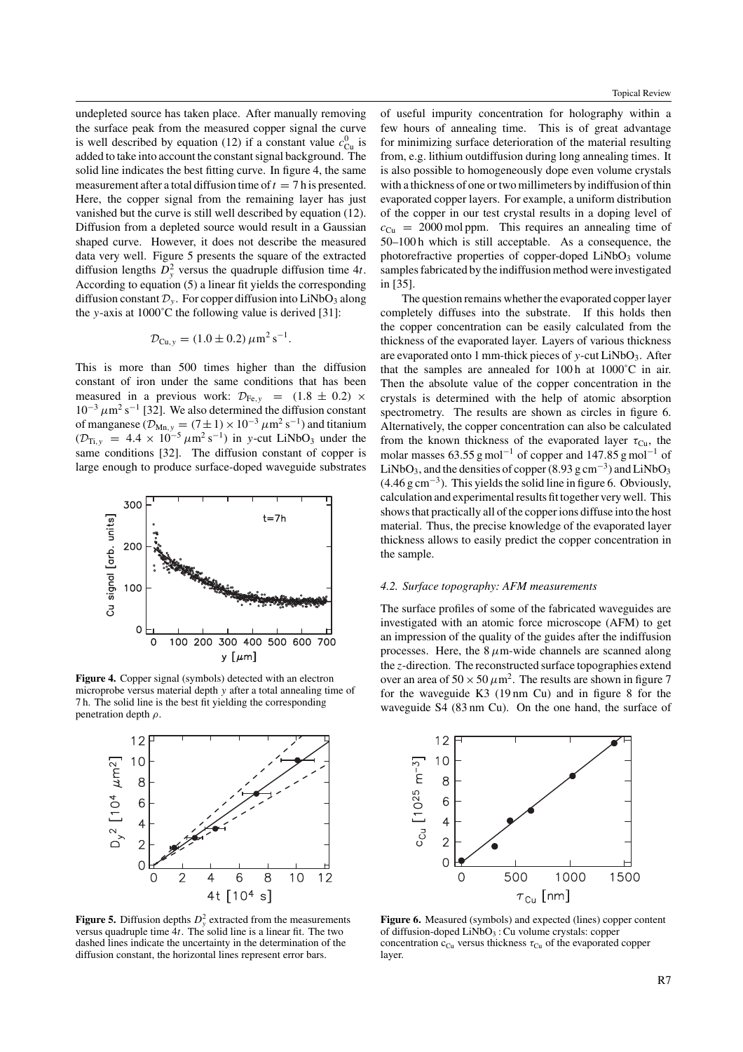undepleted source has taken place. After manually removing the surface peak from the measured copper signal the curve is well described by equation (12) if a constant value $c_{Cu}^0$ is added to take into account the constant signal background. The solid line indicates the best fitting curve. In figure 4, the same measurement after a total diffusion time of $t = 7$ h is presented. Here, the copper signal from the remaining layer has just vanished but the curve is still well described by equation (12). Diffusion from a depleted source would result in a Gaussian shaped curve. However, it does not describe the measured data very well. Figure 5 presents the square of the extracted diffusion lengths $D_y^2$ versus the quadruple diffusion time $4t$. According to equation (5) a linear fit yields the corresponding diffusion constant $\mathcal{D}_y$. For copper diffusion into $LiNbO_3$ along the $y$-axis at 1000˚C the following value is derived [31]:

$$\mathcal{D}_{Cu,y} = (1.0 \pm 0.2)\,\mu m^2\,s^{-1}.$$

This is more than 500 times higher than the diffusion constant of iron under the same conditions that has been measured in a previous work: $\mathcal{D}_{Fe,y} = (1.8 \pm 0.2) \times 10^{-3}\,\mu m^2\,s^{-1}$ [32]. We also determined the diffusion constant of manganese ($\mathcal{D}_{Mn,y} = (7 \pm 1) \times 10^{-3}\,\mu m^2\,s^{-1}$) and titanium ($\mathcal{D}_{Ti,y} = 4.4 \times 10^{-5}\,\mu m^2\,s^{-1}$) in $y$-cut $LiNbO_3$ under the same conditions [32]. The diffusion constant of copper is large enough to produce surface-doped waveguide substrates of useful impurity concentration for holography within a few hours of annealing time. This is of great advantage for minimizing surface deterioration of the material resulting from, e.g. lithium outdiffusion during long annealing times. It is also possible to homogeneously dope even volume crystals with a thickness of one or two millimeters by indiffusion of thin evaporated copper layers. For example, a uniform distribution of the copper in our test crystal results in a doping level of $c_{Cu} = 2000$ mol ppm. This requires an annealing time of 50–100 h which is still acceptable. As a consequence, the photorefractive properties of copper-doped $LiNbO_3$ volume samples fabricated by the indiffusion method were investigated in [35].

The question remains whether the evaporated copper layer completely diffuses into the substrate. If this holds then the copper concentration can be easily calculated from the thickness of the evaporated layer. Layers of various thickness are evaporated onto 1 mm-thick pieces of $y$-cut $LiNbO_3$. After that the samples are annealed for 100 h at 1000˚C in air. Then the absolute value of the copper concentration in the crystals is determined with the help of atomic absorption spectrometry. The results are shown as circles in figure 6. Alternatively, the copper concentration can also be calculated from the known thickness of the evaporated layer $\tau_{Cu}$, the molar masses 63.55 g mol$^{-1}$ of copper and 147.85 g mol$^{-1}$ of $LiNbO_3$, and the densities of copper (8.93 g cm$^{-3}$) and $LiNbO_3$ (4.46 g cm$^{-3}$). This yields the solid line in figure 6. Obviously, calculation and experimental results fit together very well. This shows that practically all of the copper ions diffuse into the host material. Thus, the precise knowledge of the evaporated layer thickness allows to easily predict the copper concentration in the sample.

**Figure 4.** Copper signal (symbols) detected with an electron microprobe versus material depth $y$ after a total annealing time of 7 h. The solid line is the best fit yielding the corresponding penetration depth $\rho$.

**Figure 5.** Diffusion depths $D_y^2$ extracted from the measurements versus quadruple time $4t$. The solid line is a linear fit. The two dashed lines indicate the uncertainty in the determination of the diffusion constant, the horizontal lines represent error bars.

**Figure 6.** Measured (symbols) and expected (lines) copper content of diffusion-doped $LiNbO_3$ : Cu volume crystals: copper concentration $c_{Cu}$ versus thickness $\tau_{Cu}$ of the evaporated copper layer.

### 4.2. Surface topography: AFM measurements

The surface profiles of some of the fabricated waveguides are investigated with an atomic force microscope (AFM) to get an impression of the quality of the guides after the indiffusion processes. Here, the 8 $\mu$m-wide channels are scanned along the $z$-direction. The reconstructed surface topographies extend over an area of $50 \times 50\,\mu m^2$. The results are shown in figure 7 for the waveguide K3 (19 nm Cu) and in figure 8 for the waveguide S4 (83 nm Cu). On the one hand, the surface of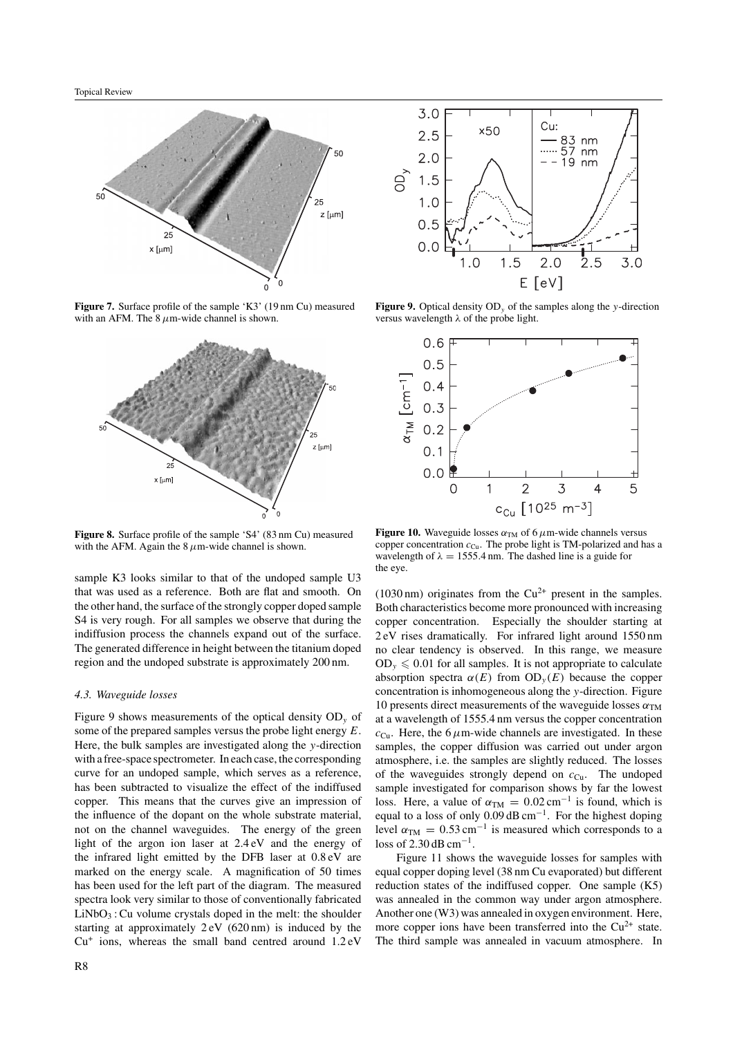**Figure 7.** Surface profile of the sample 'K3' (19 nm Cu) measured with an AFM. The 8 $\mu$m-wide channel is shown.

**Figure 8.** Surface profile of the sample 'S4' (83 nm Cu) measured with the AFM. Again the 8 $\mu$m-wide channel is shown.

**Figure 9.** Optical density $OD_y$ of the samples along the $y$-direction versus wavelength $\lambda$ of the probe light.

**Figure 10.** Waveguide losses $\alpha_{TM}$ of 6 $\mu$m-wide channels versus copper concentration $c_{Cu}$. The probe light is TM-polarized and has a wavelength of $\lambda = 1555.4$ nm. The dashed line is a guide for the eye.

sample K3 looks similar to that of the undoped sample U3 that was used as a reference. Both are flat and smooth. On the other hand, the surface of the strongly copper doped sample S4 is very rough. For all samples we observe that during the indiffusion process the channels expand out of the surface. The generated difference in height between the titanium doped region and the undoped substrate is approximately 200 nm.

#### 4.3. Waveguide losses

Figure 9 shows measurements of the optical density $OD_y$ of some of the prepared samples versus the probe light energy $E$. Here, the bulk samples are investigated along the $y$-direction with a free-space spectrometer. In each case, the corresponding curve for an undoped sample, which serves as a reference, has been subtracted to visualize the effect of the indiffused copper. This means that the curves give an impression of the influence of the dopant on the whole substrate material, not on the channel waveguides. The energy of the green light of the argon ion laser at 2.4 eV and the energy of the infrared light emitted by the DFB laser at 0.8 eV are marked on the energy scale. A magnification of 50 times has been used for the left part of the diagram. The measured spectra look very similar to those of conventionally fabricated $LiNbO_3$ : Cu volume crystals doped in the melt: the shoulder starting at approximately 2 eV (620 nm) is induced by the $Cu^{+}$ ions, whereas the small band centred around 1.2 eV (1030 nm) originates from the $Cu^{2+}$ present in the samples. Both characteristics become more pronounced with increasing copper concentration. Especially the shoulder starting at 2 eV rises dramatically. For infrared light around 1550 nm no clear tendency is observed. In this range, we measure $OD_y \leqslant 0.01$ for all samples. It is not appropriate to calculate absorption spectra $\alpha(E)$ from $OD_y(E)$ because the copper concentration is inhomogeneous along the $y$-direction. Figure 10 presents direct measurements of the waveguide losses $\alpha_{TM}$ at a wavelength of 1555.4 nm versus the copper concentration $c_{Cu}$. Here, the 6 $\mu$m-wide channels are investigated. In these samples, the copper diffusion was carried out under argon atmosphere, i.e. the samples are slightly reduced. The losses of the waveguides strongly depend on $c_{Cu}$. The undoped sample investigated for comparison shows by far the lowest loss. Here, a value of $\alpha_{TM} = 0.02\,\text{cm}^{-1}$ is found, which is equal to a loss of only 0.09 dB cm$^{-1}$. For the highest doping level $\alpha_{TM} = 0.53\,\text{cm}^{-1}$ is measured which corresponds to a loss of 2.30 dB cm$^{-1}$.

Figure 11 shows the waveguide losses for samples with equal copper doping level (38 nm Cu evaporated) but different reduction states of the indiffused copper. One sample (K5) was annealed in the common way under argon atmosphere. Another one (W3) was annealed in oxygen environment. Here, more copper ions have been transferred into the $Cu^{2+}$ state. The third sample was annealed in vacuum atmosphere. In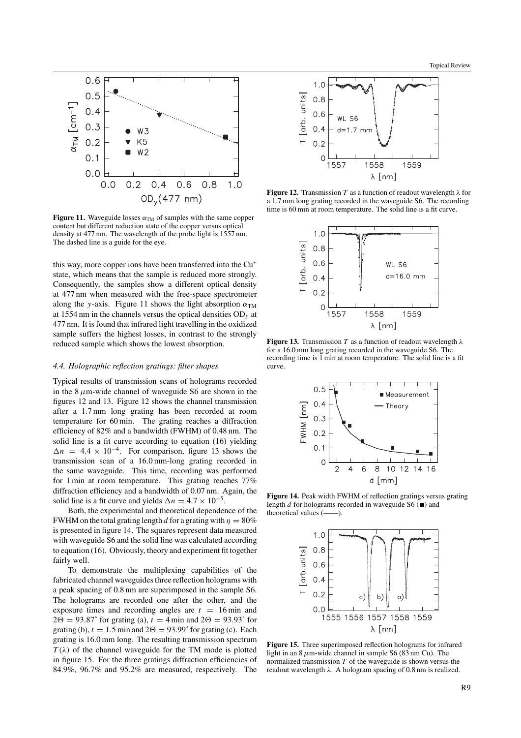**Figure 11.** Waveguide losses $\alpha_{TM}$ of samples with the same copper content but different reduction state of the copper versus optical density at 477 nm. The wavelength of the probe light is 1557 nm. The dashed line is a guide for the eye.

this way, more copper ions have been transferred into the $Cu^+$ state, which means that the sample is reduced more strongly. Consequently, the samples show a different optical density at 477 nm when measured with the free-space spectrometer along the $y$-axis. Figure 11 shows the light absorption $\alpha_{TM}$ at 1554 nm in the channels versus the optical densities $OD_y$ at 477 nm. It is found that infrared light travelling in the oxidized sample suffers the highest losses, in contrast to the strongly reduced sample which shows the lowest absorption.

### *4.4. Holographic reflection gratings: filter shapes*

Typical results of transmission scans of holograms recorded in the 8 $\mu$m-wide channel of waveguide S6 are shown in the figures 12 and 13. Figure 12 shows the channel transmission after a 1.7 mm long grating has been recorded at room temperature for 60 min. The grating reaches a diffraction efficiency of 82% and a bandwidth (FWHM) of 0.48 nm. The solid line is a fit curve according to equation (16) yielding $\Delta n = 4.4 \times 10^{-4}$. For comparison, figure 13 shows the transmission scan of a 16.0 mm-long grating recorded in the same waveguide. This time, recording was performed for 1 min at room temperature. This grating reaches 77% diffraction efficiency and a bandwidth of 0.07 nm. Again, the solid line is a fit curve and yields $\Delta n = 4.7 \times 10^{-5}$.

Both, the experimental and theoretical dependence of the FWHM on the total grating length $d$ for a grating with $\eta = 80\%$ is presented in figure 14. The squares represent data measured with waveguide S6 and the solid line was calculated according to equation (16). Obviously, theory and experiment fit together fairly well.

To demonstrate the multiplexing capabilities of the fabricated channel waveguides three reflection holograms with a peak spacing of 0.8 nm are superimposed in the sample S6. The holograms are recorded one after the other, and the exposure times and recording angles are $t = 16$ min and $2\Theta = 93.87^\circ$ for grating (a), $t = 4$ min and $2\Theta = 93.93^\circ$ for grating (b), $t = 1.5$ min and $2\Theta = 93.99^\circ$ for grating (c). Each grating is 16.0 mm long. The resulting transmission spectrum $T(\lambda)$ of the channel waveguide for the TM mode is plotted in figure 15. For the three gratings diffraction efficiencies of 84.9%, 96.7% and 95.2% are measured, respectively. The

**Figure 12.** Transmission $T$ as a function of readout wavelength $\lambda$ for a 1.7 mm long grating recorded in the waveguide S6. The recording time is 60 min at room temperature. The solid line is a fit curve.

**Figure 13.** Transmission $T$ as a function of readout wavelength $\lambda$ for a 16.0 mm long grating recorded in the waveguide S6. The recording time is 1 min at room temperature. The solid line is a fit curve.

**Figure 14.** Peak width FWHM of reflection gratings versus grating length $d$ for holograms recorded in waveguide S6 (■) and theoretical values (——).

**Figure 15.** Three superimposed reflection holograms for infrared light in an 8 $\mu$m-wide channel in sample S6 (83 nm Cu). The normalized transmission $T$ of the waveguide is shown versus the readout wavelength $\lambda$. A hologram spacing of 0.8 nm is realized.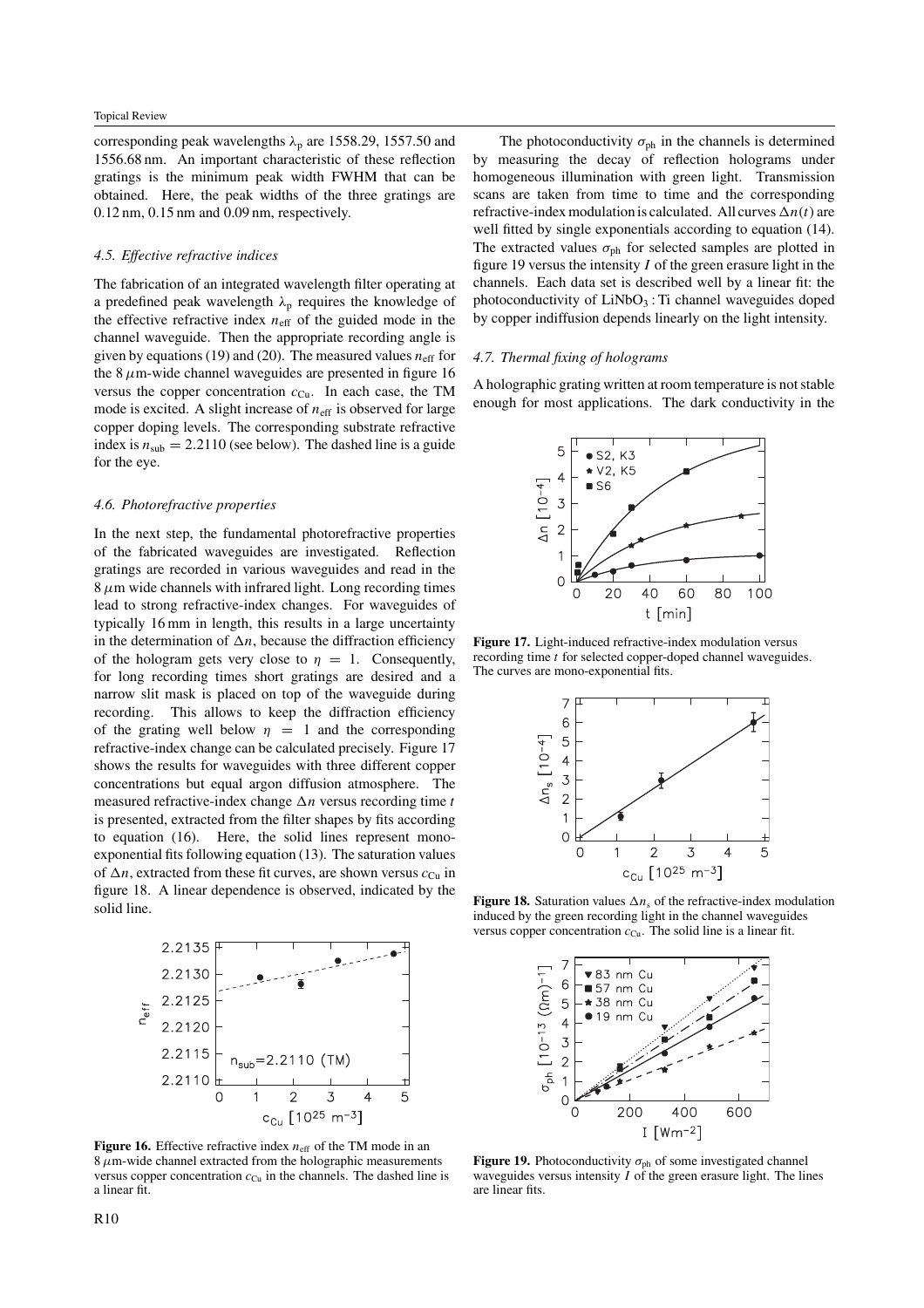corresponding peak wavelengths $\lambda_p$ are 1558.29, 1557.50 and 1556.68 nm. An important characteristic of these reflection gratings is the minimum peak width FWHM that can be obtained. Here, the peak widths of the three gratings are 0.12 nm, 0.15 nm and 0.09 nm, respectively.

### *4.5. Effective refractive indices*

The fabrication of an integrated wavelength filter operating at a predefined peak wavelength $\lambda_p$ requires the knowledge of the effective refractive index $n_{eff}$ of the guided mode in the channel waveguide. Then the appropriate recording angle is given by equations (19) and (20). The measured values $n_{eff}$ for the 8 $\mu$m-wide channel waveguides are presented in figure 16 versus the copper concentration $c_{Cu}$. In each case, the TM mode is excited. A slight increase of $n_{eff}$ is observed for large copper doping levels. The corresponding substrate refractive index is $n_{sub} = 2.2110$ (see below). The dashed line is a guide for the eye.

### *4.6. Photorefractive properties*

In the next step, the fundamental photorefractive properties of the fabricated waveguides are investigated. Reflection gratings are recorded in various waveguides and read in the 8 $\mu$m wide channels with infrared light. Long recording times lead to strong refractive-index changes. For waveguides of typically 16 mm in length, this results in a large uncertainty in the determination of $\Delta n$, because the diffraction efficiency of the hologram gets very close to $\eta = 1$. Consequently, for long recording times short gratings are desired and a narrow slit mask is placed on top of the waveguide during recording. This allows to keep the diffraction efficiency of the grating well below $\eta = 1$ and the corresponding refractive-index change can be calculated precisely. Figure 17 shows the results for waveguides with three different copper concentrations but equal argon diffusion atmosphere. The measured refractive-index change $\Delta n$ versus recording time $t$ is presented, extracted from the filter shapes by fits according to equation (16). Here, the solid lines represent mono-exponential fits following equation (13). The saturation values of $\Delta n$, extracted from these fit curves, are shown versus $c_{Cu}$ in figure 18. A linear dependence is observed, indicated by the solid line.

**Figure 16.** Effective refractive index $n_{eff}$ of the TM mode in an 8 $\mu$m-wide channel extracted from the holographic measurements versus copper concentration $c_{Cu}$ in the channels. The dashed line is a linear fit.

The photoconductivity $\sigma_{ph}$ in the channels is determined by measuring the decay of reflection holograms under homogeneous illumination with green light. Transmission scans are taken from time to time and the corresponding refractive-index modulation is calculated. All curves $\Delta n(t)$ are well fitted by single exponentials according to equation (14). The extracted values $\sigma_{ph}$ for selected samples are plotted in figure 19 versus the intensity $I$ of the green erasure light in the channels. Each data set is described well by a linear fit: the photoconductivity of $LiNbO_3:Ti$ channel waveguides doped by copper indiffusion depends linearly on the light intensity.

### *4.7. Thermal fixing of holograms*

A holographic grating written at room temperature is not stable enough for most applications. The dark conductivity in the

**Figure 17.** Light-induced refractive-index modulation versus recording time $t$ for selected copper-doped channel waveguides. The curves are mono-exponential fits.

**Figure 18.** Saturation values $\Delta n_s$ of the refractive-index modulation induced by the green recording light in the channel waveguides versus copper concentration $c_{Cu}$. The solid line is a linear fit.

**Figure 19.** Photoconductivity $\sigma_{ph}$ of some investigated channel waveguides versus intensity $I$ of the green erasure light. The lines are linear fits.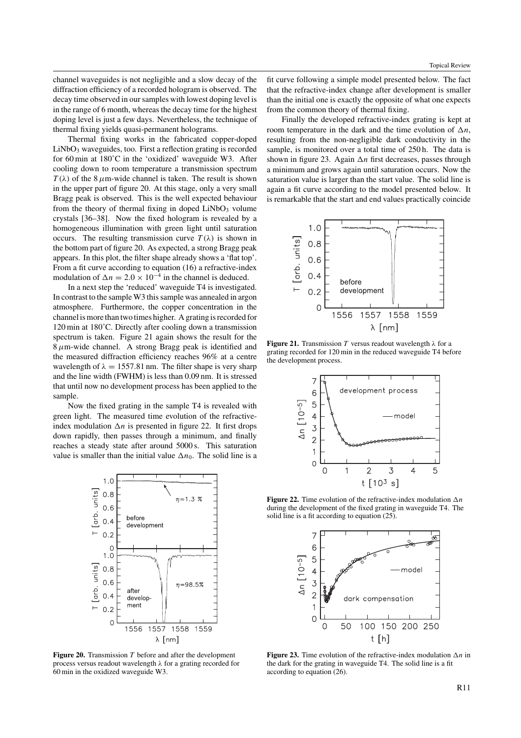channel waveguides is not negligible and a slow decay of the diffraction efficiency of a recorded hologram is observed. The decay time observed in our samples with lowest doping level is in the range of 6 month, whereas the decay time for the highest doping level is just a few days. Nevertheless, the technique of thermal fixing yields quasi-permanent holograms.

Thermal fixing works in the fabricated copper-doped $LiNbO_3$ waveguides, too. First a reflection grating is recorded for 60 min at 180˚C in the 'oxidized' waveguide W3. After cooling down to room temperature a transmission spectrum $T(\lambda)$ of the 8 $\mu$m-wide channel is taken. The result is shown in the upper part of figure 20. At this stage, only a very small Bragg peak is observed. This is the well expected behaviour from the theory of thermal fixing in doped $LiNbO_3$ volume crystals [36–38]. Now the fixed hologram is revealed by a homogeneous illumination with green light until saturation occurs. The resulting transmission curve $T(\lambda)$ is shown in the bottom part of figure 20. As expected, a strong Bragg peak appears. In this plot, the filter shape already shows a 'flat top'. From a fit curve according to equation (16) a refractive-index modulation of $\Delta n = 2.0 \times 10^{-4}$ in the channel is deduced.

In a next step the 'reduced' waveguide T4 is investigated. In contrast to the sample W3 this sample was annealed in argon atmosphere. Furthermore, the copper concentration in the channel is more than two times higher. A grating is recorded for 120 min at 180˚C. Directly after cooling down a transmission spectrum is taken. Figure 21 again shows the result for the 8 $\mu$m-wide channel. A strong Bragg peak is identified and the measured diffraction efficiency reaches 96% at a centre wavelength of $\lambda = 1557.81$ nm. The filter shape is very sharp and the line width (FWHM) is less than 0.09 nm. It is stressed that until now no development process has been applied to the sample.

Now the fixed grating in the sample T4 is revealed with green light. The measured time evolution of the refractive-index modulation $\Delta n$ is presented in figure 22. It first drops down rapidly, then passes through a minimum, and finally reaches a steady state after around 5000 s. This saturation value is smaller than the initial value $\Delta n_0$. The solid line is a fit curve following a simple model presented below. The fact that the refractive-index change after development is smaller than the initial one is exactly the opposite of what one expects from the common theory of thermal fixing.

Finally the developed refractive-index grating is kept at room temperature in the dark and the time evolution of $\Delta n$, resulting from the non-negligible dark conductivity in the sample, is monitored over a total time of 250 h. The data is shown in figure 23. Again $\Delta n$ first decreases, passes through a minimum and grows again until saturation occurs. Now the saturation value is larger than the start value. The solid line is again a fit curve according to the model presented below. It is remarkable that the start and end values practically coincide

**Figure 20.** Transmission $T$ before and after the development process versus readout wavelength $\lambda$ for a grating recorded for 60 min in the oxidized waveguide W3.

**Figure 21.** Transmission $T$ versus readout wavelength $\lambda$ for a grating recorded for 120 min in the reduced waveguide T4 before the development process.

**Figure 22.** Time evolution of the refractive-index modulation $\Delta n$ during the development of the fixed grating in waveguide T4. The solid line is a fit according to equation (25).

**Figure 23.** Time evolution of the refractive-index modulation $\Delta n$ in the dark for the grating in waveguide T4. The solid line is a fit according to equation (26).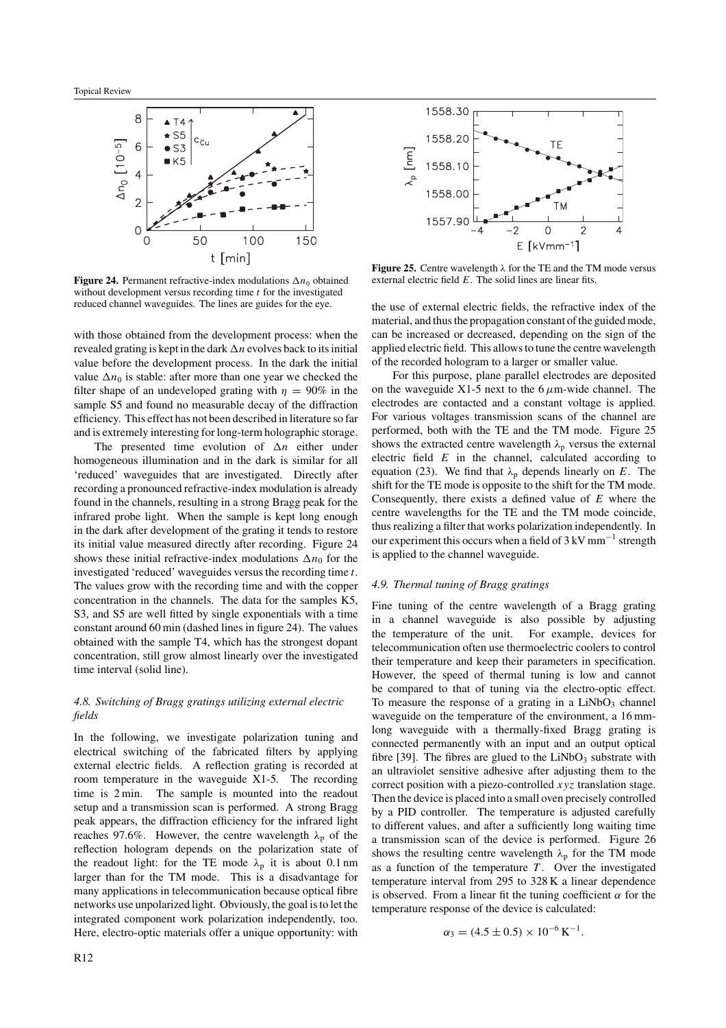**Figure 24.** Permanent refractive-index modulations $\Delta n_0$ obtained without development versus recording time $t$ for the investigated reduced channel waveguides. The lines are guides for the eye.

with those obtained from the development process: when the revealed grating is kept in the dark $\Delta n$ evolves back to its initial value before the development process. In the dark the initial value $\Delta n_0$ is stable: after more than one year we checked the filter shape of an undeveloped grating with $\eta = 90\%$ in the sample S5 and found no measurable decay of the diffraction efficiency. This effect has not been described in literature so far and is extremely interesting for long-term holographic storage.

The presented time evolution of $\Delta n$ either under homogeneous illumination and in the dark is similar for all 'reduced' waveguides that are investigated. Directly after recording a pronounced refractive-index modulation is already found in the channels, resulting in a strong Bragg peak for the infrared probe light. When the sample is kept long enough in the dark after development of the grating it tends to restore its initial value measured directly after recording. Figure 24 shows these initial refractive-index modulations $\Delta n_0$ for the investigated 'reduced' waveguides versus the recording time $t$. The values grow with the recording time and with the copper concentration in the channels. The data for the samples K5, S3, and S5 are well fitted by single exponentials with a time constant around 60 min (dashed lines in figure 24). The values obtained with the sample T4, which has the strongest dopant concentration, still grow almost linearly over the investigated time interval (solid line).

### *4.8. Switching of Bragg gratings utilizing external electric fields*

In the following, we investigate polarization tuning and electrical switching of the fabricated filters by applying external electric fields. A reflection grating is recorded at room temperature in the waveguide X1-5. The recording time is 2 min. The sample is mounted into the readout setup and a transmission scan is performed. A strong Bragg peak appears, the diffraction efficiency for the infrared light reaches 97.6%. However, the centre wavelength $\lambda_p$ of the reflection hologram depends on the polarization state of the readout light: for the TE mode $\lambda_p$ it is about 0.1 nm larger than for the TM mode. This is a disadvantage for many applications in telecommunication because optical fibre networks use unpolarized light. Obviously, the goal is to let the integrated component work polarization independently, too. Here, electro-optic materials offer a unique opportunity: with the use of external electric fields, the refractive index of the material, and thus the propagation constant of the guided mode, can be increased or decreased, depending on the sign of the applied electric field. This allows to tune the centre wavelength of the recorded hologram to a larger or smaller value.

**Figure 25.** Centre wavelength $\lambda$ for the TE and the TM mode versus external electric field $E$. The solid lines are linear fits.

For this purpose, plane parallel electrodes are deposited on the waveguide X1-5 next to the 6 $\mu$m-wide channel. The electrodes are contacted and a constant voltage is applied. For various voltages transmission scans of the channel are performed, both with the TE and the TM mode. Figure 25 shows the extracted centre wavelength $\lambda_p$ versus the external electric field $E$ in the channel, calculated according to equation (23). We find that $\lambda_p$ depends linearly on $E$. The shift for the TE mode is opposite to the shift for the TM mode. Consequently, there exists a defined value of $E$ where the centre wavelengths for the TE and the TM mode coincide, thus realizing a filter that works polarization independently. In our experiment this occurs when a field of 3 kV mm$^{-1}$ strength is applied to the channel waveguide.

### *4.9. Thermal tuning of Bragg gratings*

Fine tuning of the centre wavelength of a Bragg grating in a channel waveguide is also possible by adjusting the temperature of the unit. For example, devices for telecommunication often use thermoelectric coolers to control their temperature and keep their parameters in specification. However, the speed of thermal tuning is low and cannot be compared to that of tuning via the electro-optic effect. To measure the response of a grating in a $LiNbO_3$ channel waveguide on the temperature of the environment, a 16 mm-long waveguide with a thermally-fixed Bragg grating is connected permanently with an input and an output optical fibre [39]. The fibres are glued to the $LiNbO_3$ substrate with an ultraviolet sensitive adhesive after adjusting them to the correct position with a piezo-controlled $xyz$ translation stage. Then the device is placed into a small oven precisely controlled by a PID controller. The temperature is adjusted carefully to different values, and after a sufficiently long waiting time a transmission scan of the device is performed. Figure 26 shows the resulting centre wavelength $\lambda_p$ for the TM mode as a function of the temperature $T$. Over the investigated temperature interval from 295 to 328 K a linear dependence is observed. From a linear fit the tuning coefficient $\alpha$ for the temperature response of the device is calculated:

$$\alpha_3 = (4.5 \pm 0.5) \times 10^{-6}\,\mathrm{K}^{-1}.$$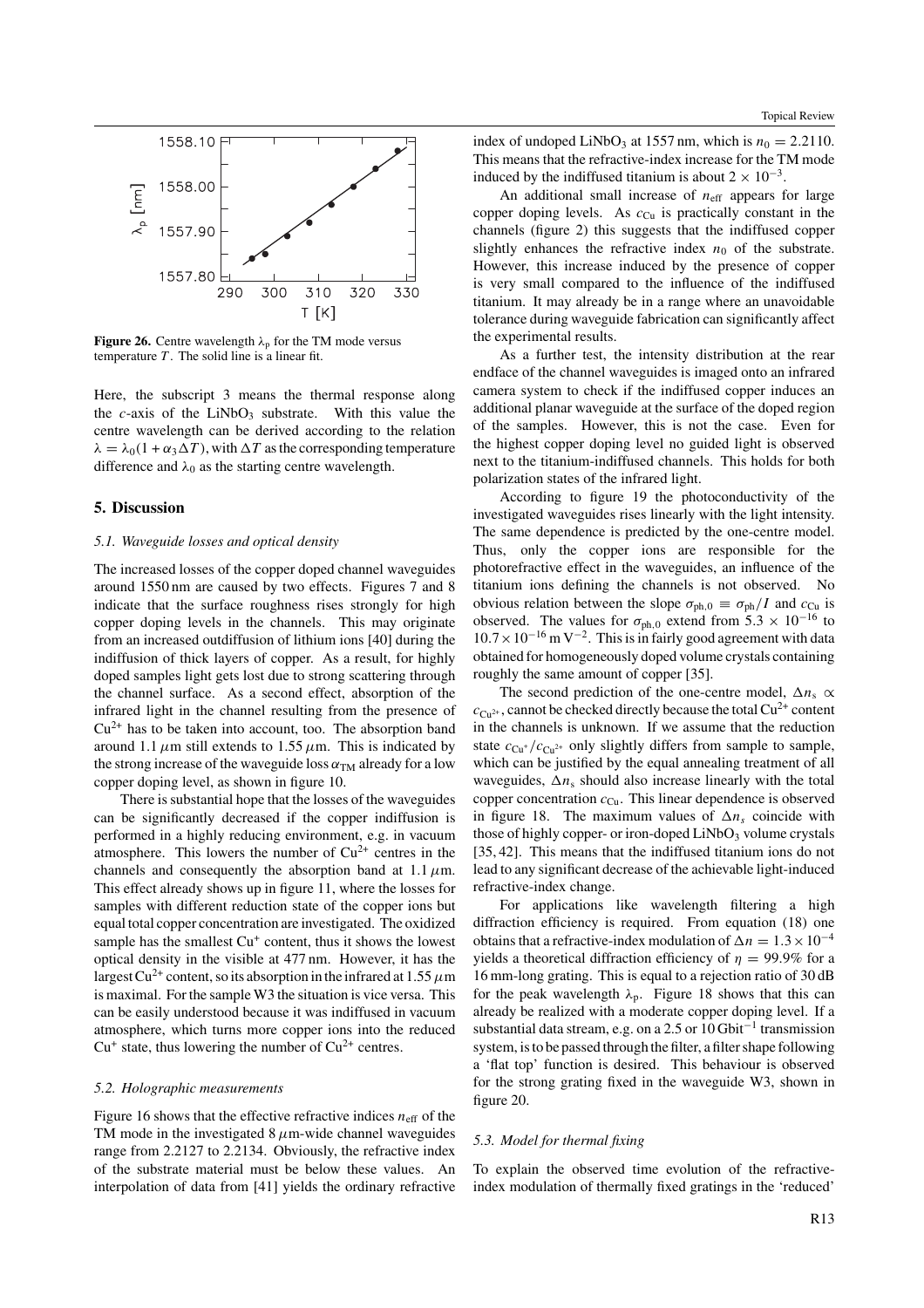**Figure 26.** Centre wavelength $\lambda_p$ for the TM mode versus temperature $T$. The solid line is a linear fit.

Here, the subscript 3 means the thermal response along the $c$-axis of the $LiNbO_3$ substrate. With this value the centre wavelength can be derived according to the relation $\lambda = \lambda_0(1 + \alpha_3 \Delta T)$, with $\Delta T$ as the corresponding temperature difference and $\lambda_0$ as the starting centre wavelength.

## 5. Discussion

### *5.1. Waveguide losses and optical density*

The increased losses of the copper doped channel waveguides around 1550 nm are caused by two effects. Figures 7 and 8 indicate that the surface roughness rises strongly for high copper doping levels in the channels. This may originate from an increased outdiffusion of lithium ions [40] during the indiffusion of thick layers of copper. As a result, for highly doped samples light gets lost due to strong scattering through the channel surface. As a second effect, absorption of the infrared light in the channel resulting from the presence of $Cu^{2+}$ has to be taken into account, too. The absorption band around 1.1 $\mu$m still extends to 1.55 $\mu$m. This is indicated by the strong increase of the waveguide loss $\alpha_{TM}$ already for a low copper doping level, as shown in figure 10.

There is substantial hope that the losses of the waveguides can be significantly decreased if the copper indiffusion is performed in a highly reducing environment, e.g. in vacuum atmosphere. This lowers the number of $Cu^{2+}$ centres in the channels and consequently the absorption band at 1.1 $\mu$m. This effect already shows up in figure 11, where the losses for samples with different reduction state of the copper ions but equal total copper concentration are investigated. The oxidized sample has the smallest $Cu^{+}$ content, thus it shows the lowest optical density in the visible at 477 nm. However, it has the largest $Cu^{2+}$ content, so its absorption in the infrared at 1.55 $\mu$m is maximal. For the sample W3 the situation is vice versa. This can be easily understood because it was indiffused in vacuum atmosphere, which turns more copper ions into the reduced $Cu^{+}$ state, thus lowering the number of $Cu^{2+}$ centres.

### *5.2. Holographic measurements*

Figure 16 shows that the effective refractive indices $n_{eff}$ of the TM mode in the investigated 8 $\mu$m-wide channel waveguides range from 2.2127 to 2.2134. Obviously, the refractive index of the substrate material must be below these values. An interpolation of data from [41] yields the ordinary refractive index of undoped $LiNbO_3$ at 1557 nm, which is $n_0 = 2.2110$. This means that the refractive-index increase for the TM mode induced by the indiffused titanium is about $2 \times 10^{-3}$.

An additional small increase of $n_{eff}$ appears for large copper doping levels. As $c_{Cu}$ is practically constant in the channels (figure 2) this suggests that the indiffused copper slightly enhances the refractive index $n_0$ of the substrate. However, this increase induced by the presence of copper is very small compared to the influence of the indiffused titanium. It may already be in a range where an unavoidable tolerance during waveguide fabrication can significantly affect the experimental results.

As a further test, the intensity distribution at the rear endface of the channel waveguides is imaged onto an infrared camera system to check if the indiffused copper induces an additional planar waveguide at the surface of the doped region of the samples. However, this is not the case. Even for the highest copper doping level no guided light is observed next to the titanium-indiffused channels. This holds for both polarization states of the infrared light.

According to figure 19 the photoconductivity of the investigated waveguides rises linearly with the light intensity. The same dependence is predicted by the one-centre model. Thus, only the copper ions are responsible for the photorefractive effect in the waveguides, an influence of the titanium ions defining the channels is not observed. No obvious relation between the slope $\sigma_{ph,0} \equiv \sigma_{ph}/I$ and $c_{Cu}$ is observed. The values for $\sigma_{ph,0}$ extend from $5.3 \times 10^{-16}$ to $10.7 \times 10^{-16}$ m V$^{-2}$. This is in fairly good agreement with data obtained for homogeneously doped volume crystals containing roughly the same amount of copper [35].

The second prediction of the one-centre model, $\Delta n_s \propto c_{Cu^{2+}}$, cannot be checked directly because the total $Cu^{2+}$ content in the channels is unknown. If we assume that the reduction state $c_{Cu^{+}}/c_{Cu^{2+}}$ only slightly differs from sample to sample, which can be justified by the equal annealing treatment of all waveguides, $\Delta n_s$ should also increase linearly with the total copper concentration $c_{Cu}$. This linear dependence is observed in figure 18. The maximum values of $\Delta n_s$ coincide with those of highly copper- or iron-doped $LiNbO_3$ volume crystals [35, 42]. This means that the indiffused titanium ions do not lead to any significant decrease of the achievable light-induced refractive-index change.

For applications like wavelength filtering a high diffraction efficiency is required. From equation (18) one obtains that a refractive-index modulation of $\Delta n = 1.3 \times 10^{-4}$ yields a theoretical diffraction efficiency of $\eta = 99.9\%$ for a 16 mm-long grating. This is equal to a rejection ratio of 30 dB for the peak wavelength $\lambda_p$. Figure 18 shows that this can already be realized with a moderate copper doping level. If a substantial data stream, e.g. on a 2.5 or 10 Gbit$^{-1}$ transmission system, is to be passed through the filter, a filter shape following a 'flat top' function is desired. This behaviour is observed for the strong grating fixed in the waveguide W3, shown in figure 20.

### *5.3. Model for thermal fixing*

To explain the observed time evolution of the refractive-index modulation of thermally fixed gratings in the 'reduced'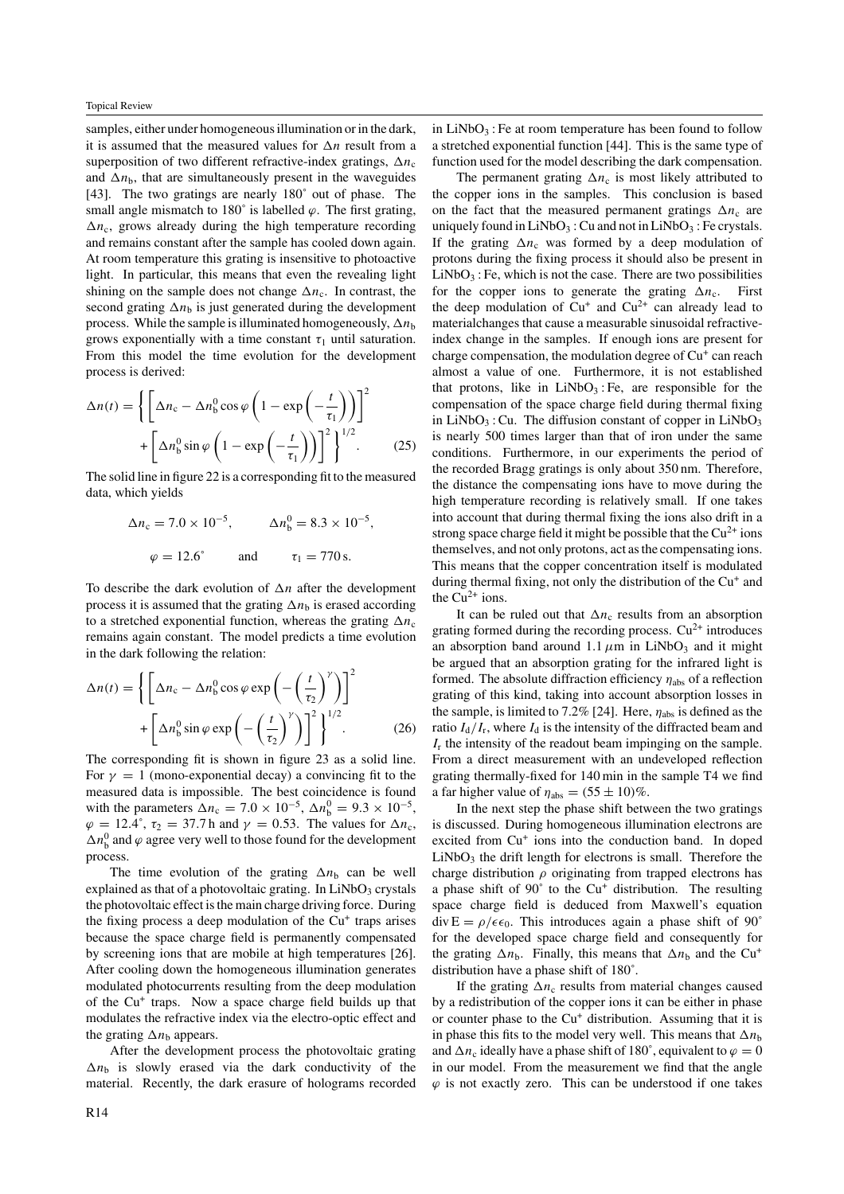samples, either under homogeneous illumination or in the dark, it is assumed that the measured values for $\Delta n$ result from a superposition of two different refractive-index gratings, $\Delta n_c$ and $\Delta n_b$, that are simultaneously present in the waveguides [43]. The two gratings are nearly 180˚ out of phase. The small angle mismatch to 180˚ is labelled $\varphi$. The first grating, $\Delta n_c$, grows already during the high temperature recording and remains constant after the sample has cooled down again. At room temperature this grating is insensitive to photoactive light. In particular, this means that even the revealing light shining on the sample does not change $\Delta n_c$. In contrast, the second grating $\Delta n_b$ is just generated during the development process. While the sample is illuminated homogeneously, $\Delta n_b$ grows exponentially with a time constant $\tau_1$ until saturation. From this model the time evolution for the development process is derived:

$$\Delta n(t) = \left\{ \left[ \Delta n_c - \Delta n_b^0 \cos\varphi \left(1 - \exp\left(-\frac{t}{\tau_1}\right)\right)\right]^2 + \left[\Delta n_b^0 \sin\varphi \left(1 - \exp\left(-\frac{t}{\tau_1}\right)\right)\right]^2 \right\}^{1/2}. \qquad (25)$$

The solid line in figure 22 is a corresponding fit to the measured data, which yields

$$\Delta n_c = 7.0 \times 10^{-5}, \qquad \Delta n_b^0 = 8.3 \times 10^{-5},$$

$$\varphi = 12.6^\circ \qquad \text{and} \qquad \tau_1 = 770\,\text{s}.$$

To describe the dark evolution of $\Delta n$ after the development process it is assumed that the grating $\Delta n_b$ is erased according to a stretched exponential function, whereas the grating $\Delta n_c$ remains again constant. The model predicts a time evolution in the dark following the relation:

$$\Delta n(t) = \left\{ \left[ \Delta n_c - \Delta n_b^0 \cos\varphi \exp\left(-\left(\frac{t}{\tau_2}\right)^\gamma\right)\right]^2 + \left[\Delta n_b^0 \sin\varphi \exp\left(-\left(\frac{t}{\tau_2}\right)^\gamma\right)\right]^2 \right\}^{1/2}. \qquad (26)$$

The corresponding fit is shown in figure 23 as a solid line. For $\gamma = 1$ (mono-exponential decay) a convincing fit to the measured data is impossible. The best coincidence is found with the parameters $\Delta n_c = 7.0 \times 10^{-5}$, $\Delta n_b^0 = 9.3 \times 10^{-5}$, $\varphi = 12.4^\circ$, $\tau_2 = 37.7$ h and $\gamma = 0.53$. The values for $\Delta n_c$, $\Delta n_b^0$ and $\varphi$ agree very well to those found for the development process.

The time evolution of the grating $\Delta n_b$ can be well explained as that of a photovoltaic grating. In $LiNbO_3$ crystals the photovoltaic effect is the main charge driving force. During the fixing process a deep modulation of the $Cu^+$ traps arises because the space charge field is permanently compensated by screening ions that are mobile at high temperatures [26]. After cooling down the homogeneous illumination generates modulated photocurrents resulting from the deep modulation of the $Cu^+$ traps. Now a space charge field builds up that modulates the refractive index via the electro-optic effect and the grating $\Delta n_b$ appears.

After the development process the photovoltaic grating $\Delta n_b$ is slowly erased via the dark conductivity of the material. Recently, the dark erasure of holograms recorded in $LiNbO_3:Fe$ at room temperature has been found to follow a stretched exponential function [44]. This is the same type of function used for the model describing the dark compensation.

The permanent grating $\Delta n_c$ is most likely attributed to the copper ions in the samples. This conclusion is based on the fact that the measured permanent gratings $\Delta n_c$ are uniquely found in $LiNbO_3:Cu$ and not in $LiNbO_3:Fe$ crystals. If the grating $\Delta n_c$ was formed by a deep modulation of protons during the fixing process it should also be present in $LiNbO_3:Fe$, which is not the case. There are two possibilities for the copper ions to generate the grating $\Delta n_c$. First the deep modulation of $Cu^+$ and $Cu^{2+}$ can already lead to materialchanges that cause a measurable sinusoidal refractive-index change in the samples. If enough ions are present for charge compensation, the modulation degree of $Cu^+$ can reach almost a value of one. Furthermore, it is not established that protons, like in $LiNbO_3:Fe$, are responsible for the compensation of the space charge field during thermal fixing in $LiNbO_3:Cu$. The diffusion constant of copper in $LiNbO_3$ is nearly 500 times larger than that of iron under the same conditions. Furthermore, in our experiments the period of the recorded Bragg gratings is only about 350 nm. Therefore, the distance the compensating ions have to move during the high temperature recording is relatively small. If one takes into account that during thermal fixing the ions also drift in a strong space charge field it might be possible that the $Cu^{2+}$ ions themselves, and not only protons, act as the compensating ions. This means that the copper concentration itself is modulated during thermal fixing, not only the distribution of the $Cu^+$ and the $Cu^{2+}$ ions.

It can be ruled out that $\Delta n_c$ results from an absorption grating formed during the recording process. $Cu^{2+}$ introduces an absorption band around 1.1 $\mu$m in $LiNbO_3$ and it might be argued that an absorption grating for the infrared light is formed. The absolute diffraction efficiency $\eta_{abs}$ of a reflection grating of this kind, taking into account absorption losses in the sample, is limited to 7.2% [24]. Here, $\eta_{abs}$ is defined as the ratio $I_d/I_r$, where $I_d$ is the intensity of the diffracted beam and $I_r$ the intensity of the readout beam impinging on the sample. From a direct measurement with an undeveloped reflection grating thermally-fixed for 140 min in the sample T4 we find a far higher value of $\eta_{abs} = (55 \pm 10)$%.

In the next step the phase shift between the two gratings is discussed. During homogeneous illumination electrons are excited from $Cu^+$ ions into the conduction band. In doped $LiNbO_3$ the drift length for electrons is small. Therefore the charge distribution $\rho$ originating from trapped electrons has a phase shift of 90˚ to the $Cu^+$ distribution. The resulting space charge field is deduced from Maxwell's equation $\operatorname{div} E = \rho/\epsilon\epsilon_0$. This introduces again a phase shift of 90˚ for the developed space charge field and consequently for the grating $\Delta n_b$. Finally, this means that $\Delta n_b$ and the $Cu^+$ distribution have a phase shift of 180˚.

If the grating $\Delta n_c$ results from material changes caused by a redistribution of the copper ions it can be either in phase or counter phase to the $Cu^+$ distribution. Assuming that it is in phase this fits to the model very well. This means that $\Delta n_b$ and $\Delta n_c$ ideally have a phase shift of 180˚, equivalent to $\varphi = 0$ in our model. From the measurement we find that the angle $\varphi$ is not exactly zero. This can be understood if one takes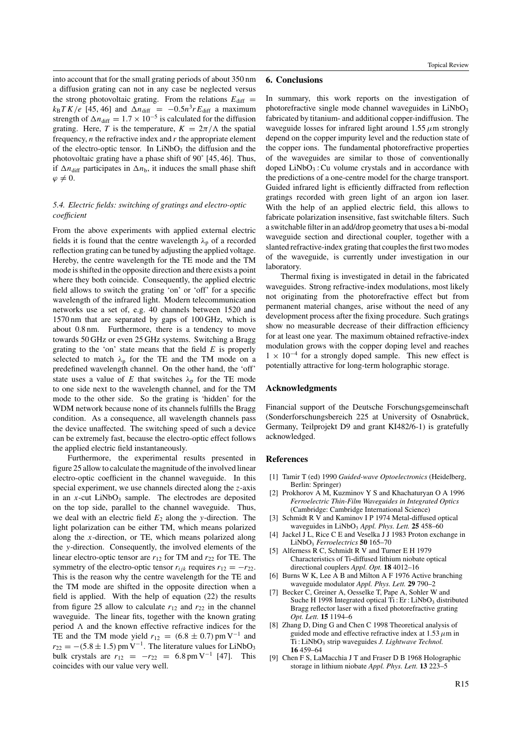into account that for the small grating periods of about 350 nm a diffusion grating can not in any case be neglected versus the strong photovoltaic grating. From the relations $E_{diff} = k_B T K/e$ [45, 46] and $\Delta n_{diff} = -0.5 n^3 r E_{diff}$ a maximum strength of $\Delta n_{diff} = 1.7 \times 10^{-5}$ is calculated for the diffusion grating. Here, $T$ is the temperature, $K = 2\pi/\Lambda$ the spatial frequency, $n$ the refractive index and $r$ the appropriate element of the electro-optic tensor. In $LiNbO_3$ the diffusion and the photovoltaic grating have a phase shift of 90° [45, 46]. Thus, if $\Delta n_{diff}$ participates in $\Delta n_b$, it induces the small phase shift $\varphi \neq 0$.

### *5.4. Electric fields: switching of gratings and electro-optic coefficient*

From the above experiments with applied external electric fields it is found that the centre wavelength $\lambda_p$ of a recorded reflection grating can be tuned by adjusting the applied voltage. Hereby, the centre wavelength for the TE mode and the TM mode is shifted in the opposite direction and there exists a point where they both coincide. Consequently, the applied electric field allows to switch the grating 'on' or 'off' for a specific wavelength of the infrared light. Modern telecommunication networks use a set of, e.g. 40 channels between 1520 and 1570 nm that are separated by gaps of 100 GHz, which is about 0.8 nm. Furthermore, there is a tendency to move towards 50 GHz or even 25 GHz systems. Switching a Bragg grating to the 'on' state means that the field $E$ is properly selected to match $\lambda_p$ for the TE and the TM mode on a predefined wavelength channel. On the other hand, the 'off' state uses a value of $E$ that switches $\lambda_p$ for the TE mode to one side next to the wavelength channel, and for the TM mode to the other side. So the grating is 'hidden' for the WDM network because none of its channels fulfills the Bragg condition. As a consequence, all wavelength channels pass the device unaffected. The switching speed of such a device can be extremely fast, because the electro-optic effect follows the applied electric field instantaneously.

Furthermore, the experimental results presented in figure 25 allow to calculate the magnitude of the involved linear electro-optic coefficient in the channel waveguide. In this special experiment, we use channels directed along the $z$-axis in an $x$-cut $LiNbO_3$ sample. The electrodes are deposited on the top side, parallel to the channel waveguide. Thus, we deal with an electric field $E_2$ along the $y$-direction. The light polarization can be either TM, which means polarized along the $x$-direction, or TE, which means polarized along the $y$-direction. Consequently, the involved elements of the linear electro-optic tensor are $r_{12}$ for TM and $r_{22}$ for TE. The symmetry of the electro-optic tensor $r_{ijk}$ requires $r_{12} = -r_{22}$. This is the reason why the centre wavelength for the TE and the TM mode are shifted in the opposite direction when a field is applied. With the help of equation (22) the results from figure 25 allow to calculate $r_{12}$ and $r_{22}$ in the channel waveguide. The linear fits, together with the known grating period $\Lambda$ and the known effective refractive indices for the TE and the TM mode yield $r_{12} = (6.8 \pm 0.7)\,\text{pm V}^{-1}$ and $r_{22} = -(5.8 \pm 1.5)\,\text{pm V}^{-1}$. The literature values for $LiNbO_3$ bulk crystals are $r_{12} = -r_{22} = 6.8\,\text{pm V}^{-1}$ [47]. This coincides with our value very well.

## 6. Conclusions

In summary, this work reports on the investigation of photorefractive single mode channel waveguides in $LiNbO_3$ fabricated by titanium- and additional copper-indiffusion. The waveguide losses for infrared light around 1.55 $\mu$m strongly depend on the copper impurity level and the reduction state of the copper ions. The fundamental photorefractive properties of the waveguides are similar to those of conventionally doped $LiNbO_3$ : Cu volume crystals and in accordance with the predictions of a one-centre model for the charge transport. Guided infrared light is efficiently diffracted from reflection gratings recorded with green light of an argon ion laser. With the help of an applied electric field, this allows to fabricate polarization insensitive, fast switchable filters. Such a switchable filter in an add/drop geometry that uses a bi-modal waveguide section and directional coupler, together with a slanted refractive-index grating that couples the first two modes of the waveguide, is currently under investigation in our laboratory.

Thermal fixing is investigated in detail in the fabricated waveguides. Strong refractive-index modulations, most likely not originating from the photorefractive effect but from permanent material changes, arise without the need of any development process after the fixing procedure. Such gratings show no measurable decrease of their diffraction efficiency for at least one year. The maximum obtained refractive-index modulation grows with the copper doping level and reaches $1 \times 10^{-4}$ for a strongly doped sample. This new effect is potentially attractive for long-term holographic storage.

## Acknowledgments

Financial support of the Deutsche Forschungsgemeinschaft (Sonderforschungsbereich 225 at University of Osnabrück, Germany, Teilprojekt D9 and grant KI482/6-1) is gratefully acknowledged.

## References

[1] Tamir T (ed) 1990 *Guided-wave Optoelectronics* (Heidelberg, Berlin: Springer)

[2] Prokhorov A M, Kuzminov Y S and Khachaturyan O A 1996 *Ferroelectric Thin-Film Waveguides in Integrated Optics* (Cambridge: Cambridge International Science)

[3] Schmidt R V and Kaminov I P 1974 Metal-diffused optical waveguides in $LiNbO_3$ *Appl. Phys. Lett.* **25** 458–60

[4] Jackel J L, Rice C E and Veselka J J 1983 Proton exchange in $LiNbO_3$ *Ferroelectrics* **50** 165–70

[5] Alferness R C, Schmidt R V and Turner E H 1979 Characteristics of Ti-diffused lithium niobate optical directional couplers *Appl. Opt.* **18** 4012–16

[6] Burns W K, Lee A B and Milton A F 1976 Active branching waveguide modulator *Appl. Phys. Lett.* **29** 790–2

[7] Becker C, Greiner A, Oesselke T, Pape A, Sohler W and Suche H 1998 Integrated optical Ti : Er : $LiNbO_3$ distributed Bragg reflector laser with a fixed photorefractive grating *Opt. Lett.* **15** 1194–6

[8] Zhang D, Ding G and Chen C 1998 Theoretical analysis of guided mode and effective refractive index at 1.53 $\mu$m in Ti : $LiNbO_3$ strip waveguides *J. Lightwave Technol.* **16** 459–64

[9] Chen F S, LaMacchia J T and Fraser D B 1968 Holographic storage in lithium niobate *Appl. Phys. Lett.* **13** 223–5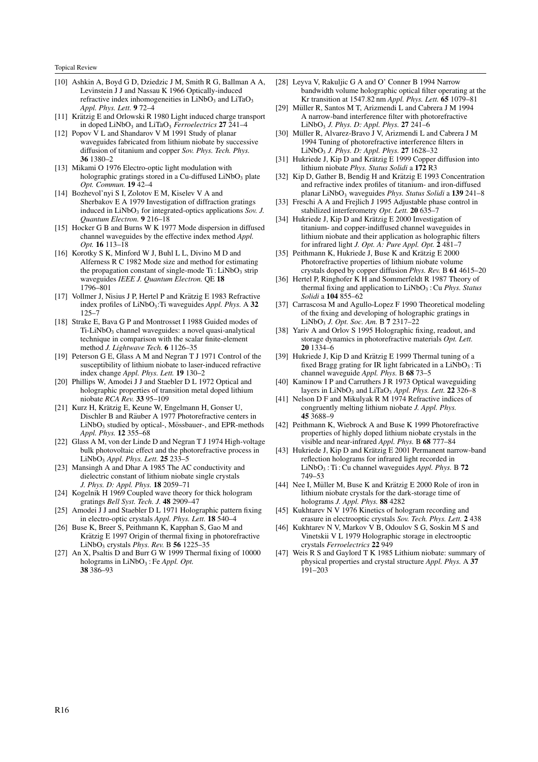[10] Ashkin A, Boyd G D, Dziedzic J M, Smith R G, Ballman A A, Levinstein J J and Nassau K 1966 Optically-induced refractive index inhomogeneities in $LiNbO_3$ and $LiTaO_3$ *Appl. Phys. Lett.* **9** 72–4

[11] Krätzig E and Orlowski R 1980 Light induced charge transport in doped $LiNbO_3$ and $LiTaO_3$ *Ferroelectrics* **27** 241–4

[12] Popov V L and Shandarov V M 1991 Study of planar waveguides fabricated from lithium niobate by successive diffusion of titanium and copper *Sov. Phys. Tech. Phys.* **36** 1380–2

[13] Mikami O 1976 Electro-optic light modulation with holographic gratings stored in a Cu-diffused $LiNbO_3$ plate *Opt. Commun.* **19** 42–4

[14] Bozhevol'nyi S I, Zolotov E M, Kiselev V A and Sherbakov E A 1979 Investigation of diffraction gratings induced in $LiNbO_3$ for integrated-optics applications *Sov. J. Quantum Electron.* **9** 216–18

[15] Hocker G B and Burns W K 1977 Mode dispersion in diffused channel waveguides by the effective index method *Appl. Opt.* **16** 113–18

[16] Korotky S K, Minford W J, Buhl L L, Divino M D and Alferness R C 1982 Mode size and method for estimating the propagation constant of single-mode $Ti:LiNbO_3$ strip waveguides *IEEE J. Quantum Electron.* QE **18** 1796–801

[17] Vollmer J, Nisius J P, Hertel P and Krätzig E 1983 Refractive index profiles of $LiNbO_3$:Ti waveguides *Appl. Phys.* A **32** 125–7

[18] Strake E, Bava G P and Montrosset I 1988 Guided modes of Ti-$LiNbO_3$ channel waveguides: a novel quasi-analytical technique in comparison with the scalar finite-element method *J. Lightwave Tech.* **6** 1126–35

[19] Peterson G E, Glass A M and Negran T J 1971 Control of the susceptibility of lithium niobate to laser-induced refractive index change *Appl. Phys. Lett.* **19** 130–2

[20] Phillips W, Amodei J J and Staebler D L 1972 Optical and holographic properties of transition metal doped lithium niobate *RCA Rev.* **33** 95–109

[21] Kurz H, Krätzig E, Keune W, Engelmann H, Gonser U, Dischler B and Räuber A 1977 Photorefractive centers in $LiNbO_3$ studied by optical-, Mössbauer-, and EPR-methods *Appl. Phys.* **12** 355–68

[22] Glass A M, von der Linde D and Negran T J 1974 High-voltage bulk photovoltaic effect and the photorefractive process in $LiNbO_3$ *Appl. Phys. Lett.* **25** 233–5

[23] Mansingh A and Dhar A 1985 The AC conductivity and dielectric constant of lithium niobate single crystals *J. Phys. D: Appl. Phys.* **18** 2059–71

[24] Kogelnik H 1969 Coupled wave theory for thick hologram gratings *Bell Syst. Tech. J.* **48** 2909–47

[25] Amodei J J and Staebler D L 1971 Holographic pattern fixing in electro-optic crystals *Appl. Phys. Lett.* **18** 540–4

[26] Buse K, Breer S, Peithmann K, Kapphan S, Gao M and Krätzig E 1997 Origin of thermal fixing in photorefractive $LiNbO_3$ crystals *Phys. Rev.* B **56** 1225–35

[27] An X, Psaltis D and Burr G W 1999 Thermal fixing of 10000 holograms in $LiNbO_3:Fe$ *Appl. Opt.* **38** 386–93

[28] Leyva V, Rakuljic G A and O' Conner B 1994 Narrow bandwidth volume holographic optical filter operating at the Kr transition at 1547.82 nm *Appl. Phys. Lett.* **65** 1079–81

[29] Müller R, Santos M T, Arizmendi L and Cabrera J M 1994 A narrow-band interference filter with photorefractive $LiNbO_3$ *J. Phys. D: Appl. Phys.* **27** 241–6

[30] Müller R, Alvarez-Bravo J V, Arizmendi L and Cabrera J M 1994 Tuning of photorefractive interference filters in $LiNbO_3$ *J. Phys. D: Appl. Phys.* **27** 1628–32

[31] Hukriede J, Kip D and Krätzig E 1999 Copper diffusion into lithium niobate *Phys. Status Solidi* a **172** R3

[32] Kip D, Gather B, Bendig H and Krätzig E 1993 Concentration and refractive index profiles of titanium- and iron-diffused planar $LiNbO_3$ waveguides *Phys. Status Solidi* a **139** 241–8

[33] Freschi A A and Frejlich J 1995 Adjustable phase control in stabilized interferometry *Opt. Lett.* **20** 635–7

[34] Hukriede J, Kip D and Krätzig E 2000 Investigation of titanium- and copper-indiffused channel waveguides in lithium niobate and their application as holographic filters for infrared light *J. Opt. A: Pure Appl. Opt.* **2** 481–7

[35] Peithmann K, Hukriede J, Buse K and Krätzig E 2000 Photorefractive properties of lithium niobate volume crystals doped by copper diffusion *Phys. Rev.* B **61** 4615–20

[36] Hertel P, Ringhofer K H and Sommerfeldt R 1987 Theory of thermal fixing and application to $LiNbO_3:Cu$ *Phys. Status Solidi* a **104** 855–62

[37] Carrascosa M and Agullo-Lopez F 1990 Theoretical modeling of the fixing and developing of holographic gratings in $LiNbO_3$ *J. Opt. Soc. Am.* B **7** 2317–22

[38] Yariv A and Orlov S 1995 Holographic fixing, readout, and storage dynamics in photorefractive materials *Opt. Lett.* **20** 1334–6

[39] Hukriede J, Kip D and Krätzig E 1999 Thermal tuning of a fixed Bragg grating for IR light fabricated in a $LiNbO_3:Ti$ channel waveguide *Appl. Phys.* B **68** 73–5

[40] Kaminow I P and Carruthers J R 1973 Optical waveguiding layers in $LiNbO_3$ and $LiTaO_3$ *Appl. Phys. Lett.* **22** 326–8

[41] Nelson D F and Mikulyak R M 1974 Refractive indices of congruently melting lithium niobate *J. Appl. Phys.* **45** 3688–9

[42] Peithmann K, Wiebrock A and Buse K 1999 Photorefractive properties of highly doped lithium niobate crystals in the visible and near-infrared *Appl. Phys.* B **68** 777–84

[43] Hukriede J, Kip D and Krätzig E 2001 Permanent narrow-band reflection holograms for infrared light recorded in $LiNbO_3:Ti:Cu$ channel waveguides *Appl. Phys.* B **72** 749–53

[44] Nee I, Müller M, Buse K and Krätzig E 2000 Role of iron in lithium niobate crystals for the dark-storage time of holograms *J. Appl. Phys.* **88** 4282

[45] Kukhtarev N V 1976 Kinetics of hologram recording and erasure in electrooptic crystals *Sov. Tech. Phys. Lett.* **2** 438

[46] Kukhtarev N V, Markov V B, Odoulov S G, Soskin M S and Vinetskii V L 1979 Holographic storage in electrooptic crystals *Ferroelectrics* **22** 949

[47] Weis R S and Gaylord T K 1985 Lithium niobate: summary of physical properties and crystal structure *Appl. Phys.* A **37** 191–203